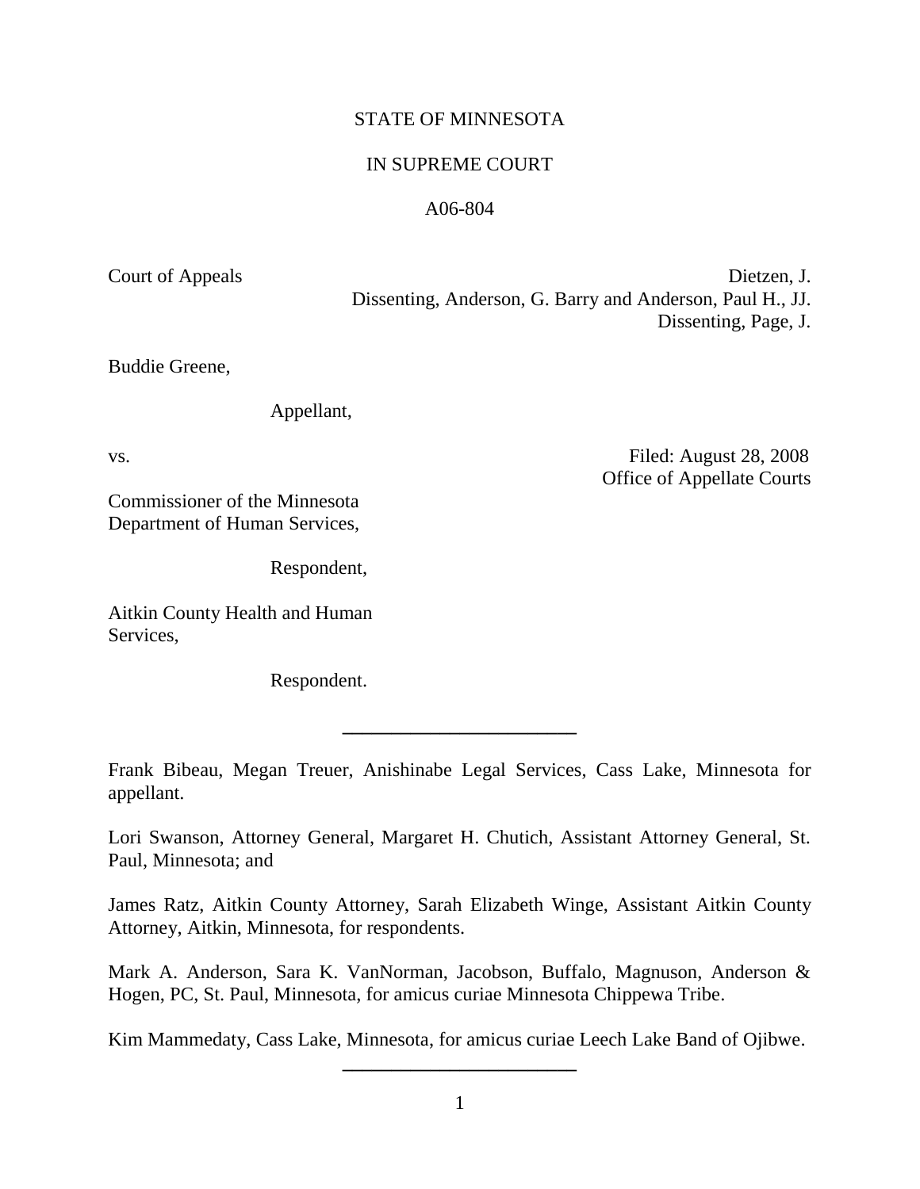STATE OF MINNESOTA

IN SUPREME COURT

A06-804

Court of Appeals

Dietzen, J.
Dissenting, Anderson, G. Barry and Anderson, Paul H., JJ.
Dissenting, Page, J.

Buddie Greene,

Appellant,

vs.

Filed: August 28, 2008
Office of Appellate Courts

Commissioner of the Minnesota Department of Human Services,

Respondent,

Aitkin County Health and Human Services,

Respondent.

---

Frank Bibeau, Megan Treuer, Anishinabe Legal Services, Cass Lake, Minnesota for appellant.

Lori Swanson, Attorney General, Margaret H. Chutich, Assistant Attorney General, St. Paul, Minnesota; and

James Ratz, Aitkin County Attorney, Sarah Elizabeth Winge, Assistant Aitkin County Attorney, Aitkin, Minnesota, for respondents.

Mark A. Anderson, Sara K. VanNorman, Jacobson, Buffalo, Magnuson, Anderson & Hogen, PC, St. Paul, Minnesota, for amicus curiae Minnesota Chippewa Tribe.

Kim Mammedaty, Cass Lake, Minnesota, for amicus curiae Leech Lake Band of Ojibwe.

---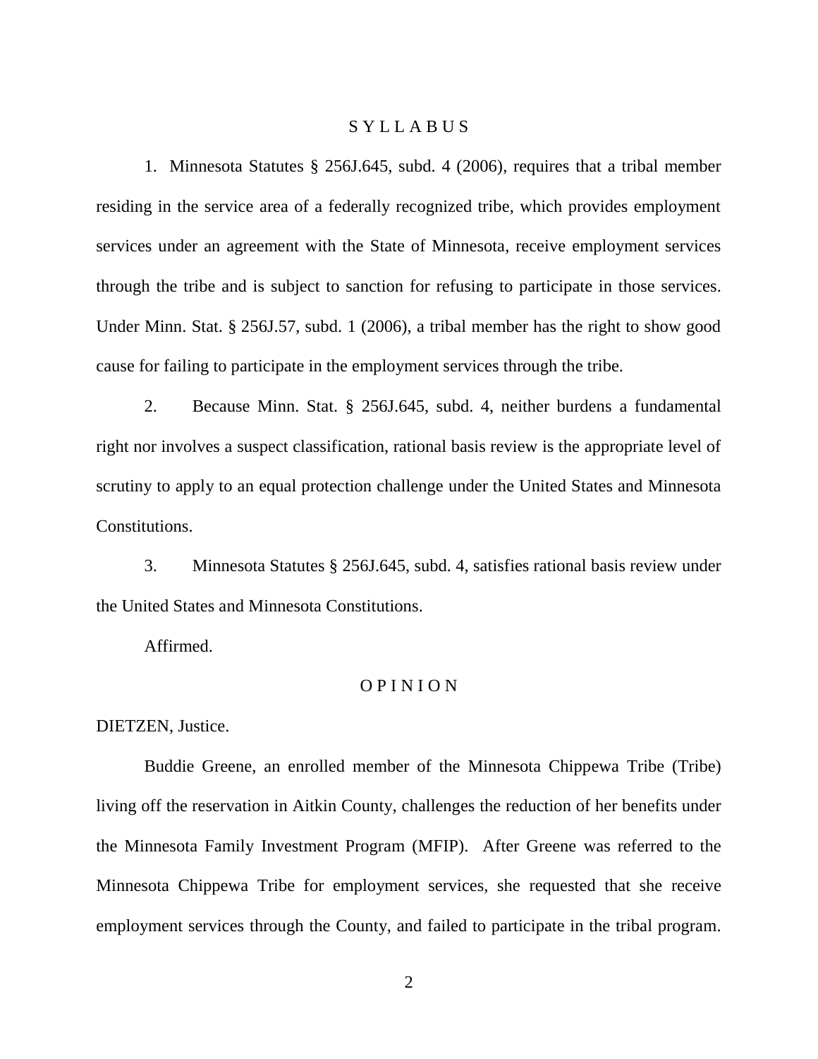# S Y L L A B U S

1. Minnesota Statutes § 256J.645, subd. 4 (2006), requires that a tribal member residing in the service area of a federally recognized tribe, which provides employment services under an agreement with the State of Minnesota, receive employment services through the tribe and is subject to sanction for refusing to participate in those services. Under Minn. Stat. § 256J.57, subd. 1 (2006), a tribal member has the right to show good cause for failing to participate in the employment services through the tribe.

2. Because Minn. Stat. § 256J.645, subd. 4, neither burdens a fundamental right nor involves a suspect classification, rational basis review is the appropriate level of scrutiny to apply to an equal protection challenge under the United States and Minnesota Constitutions.

3. Minnesota Statutes § 256J.645, subd. 4, satisfies rational basis review under the United States and Minnesota Constitutions.

Affirmed.

# O P I N I O N

DIETZEN, Justice.

Buddie Greene, an enrolled member of the Minnesota Chippewa Tribe (Tribe) living off the reservation in Aitkin County, challenges the reduction of her benefits under the Minnesota Family Investment Program (MFIP). After Greene was referred to the Minnesota Chippewa Tribe for employment services, she requested that she receive employment services through the County, and failed to participate in the tribal program.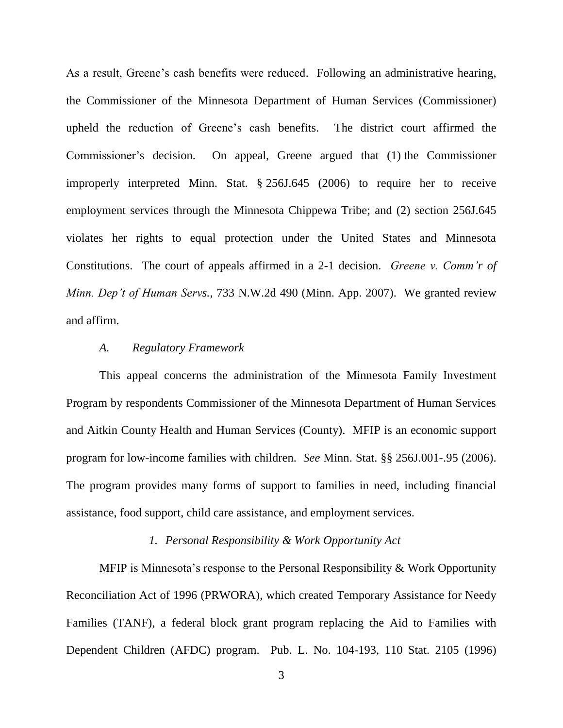As a result, Greene's cash benefits were reduced. Following an administrative hearing, the Commissioner of the Minnesota Department of Human Services (Commissioner) upheld the reduction of Greene's cash benefits. The district court affirmed the Commissioner's decision. On appeal, Greene argued that (1) the Commissioner improperly interpreted Minn. Stat. § 256J.645 (2006) to require her to receive employment services through the Minnesota Chippewa Tribe; and (2) section 256J.645 violates her rights to equal protection under the United States and Minnesota Constitutions. The court of appeals affirmed in a 2-1 decision. *Greene v. Comm'r of Minn. Dep't of Human Servs.*, 733 N.W.2d 490 (Minn. App. 2007). We granted review and affirm.

### *A. Regulatory Framework*

This appeal concerns the administration of the Minnesota Family Investment Program by respondents Commissioner of the Minnesota Department of Human Services and Aitkin County Health and Human Services (County). MFIP is an economic support program for low-income families with children. *See* Minn. Stat. §§ 256J.001-.95 (2006). The program provides many forms of support to families in need, including financial assistance, food support, child care assistance, and employment services.

#### *1. Personal Responsibility & Work Opportunity Act*

MFIP is Minnesota's response to the Personal Responsibility & Work Opportunity Reconciliation Act of 1996 (PRWORA), which created Temporary Assistance for Needy Families (TANF), a federal block grant program replacing the Aid to Families with Dependent Children (AFDC) program. Pub. L. No. 104-193, 110 Stat. 2105 (1996)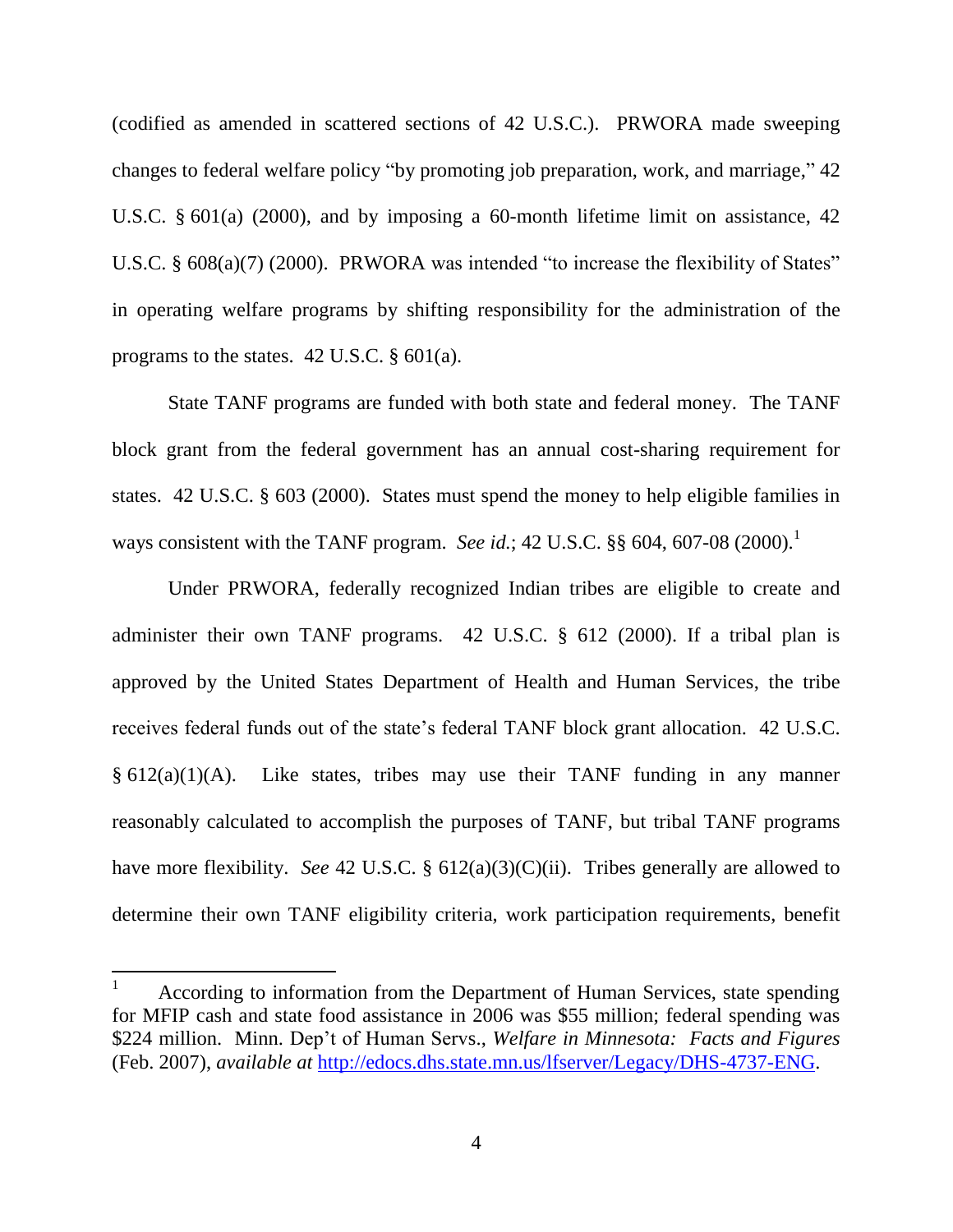(codified as amended in scattered sections of 42 U.S.C.). PRWORA made sweeping changes to federal welfare policy "by promoting job preparation, work, and marriage," 42 U.S.C. § 601(a) (2000), and by imposing a 60-month lifetime limit on assistance, 42 U.S.C. § 608(a)(7) (2000). PRWORA was intended "to increase the flexibility of States" in operating welfare programs by shifting responsibility for the administration of the programs to the states. 42 U.S.C. § 601(a).

State TANF programs are funded with both state and federal money. The TANF block grant from the federal government has an annual cost-sharing requirement for states. 42 U.S.C. § 603 (2000). States must spend the money to help eligible families in ways consistent with the TANF program. *See id.*; 42 U.S.C. §§ 604, 607-08 (2000).[1]

Under PRWORA, federally recognized Indian tribes are eligible to create and administer their own TANF programs. 42 U.S.C. § 612 (2000). If a tribal plan is approved by the United States Department of Health and Human Services, the tribe receives federal funds out of the state's federal TANF block grant allocation. 42 U.S.C. § 612(a)(1)(A). Like states, tribes may use their TANF funding in any manner reasonably calculated to accomplish the purposes of TANF, but tribal TANF programs have more flexibility. *See* 42 U.S.C. § 612(a)(3)(C)(ii). Tribes generally are allowed to determine their own TANF eligibility criteria, work participation requirements, benefit

---

[1] According to information from the Department of Human Services, state spending for MFIP cash and state food assistance in 2006 was $55 million; federal spending was $224 million. Minn. Dep't of Human Servs., *Welfare in Minnesota: Facts and Figures* (Feb. 2007), *available at* http://edocs.dhs.state.mn.us/lfserver/Legacy/DHS-4737-ENG.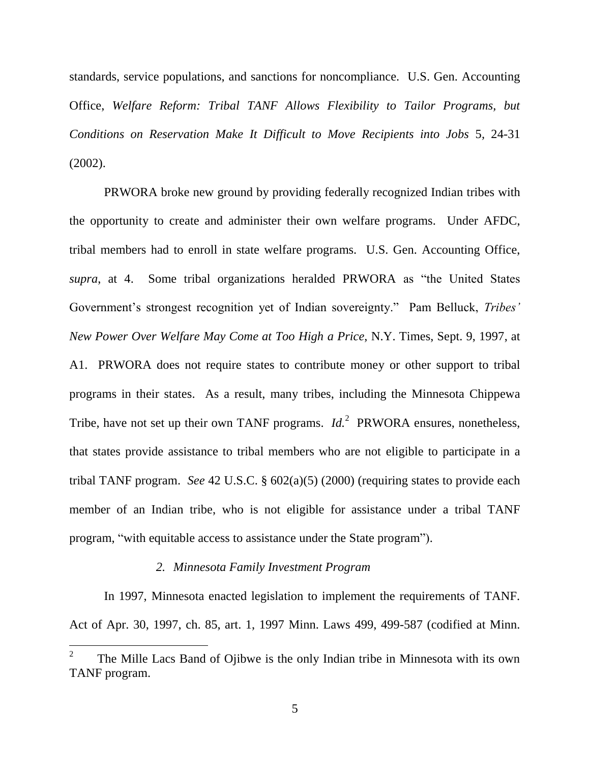standards, service populations, and sanctions for noncompliance. U.S. Gen. Accounting Office, *Welfare Reform: Tribal TANF Allows Flexibility to Tailor Programs, but Conditions on Reservation Make It Difficult to Move Recipients into Jobs* 5, 24-31 (2002).

PRWORA broke new ground by providing federally recognized Indian tribes with the opportunity to create and administer their own welfare programs. Under AFDC, tribal members had to enroll in state welfare programs. U.S. Gen. Accounting Office, *supra*, at 4. Some tribal organizations heralded PRWORA as "the United States Government's strongest recognition yet of Indian sovereignty." Pam Belluck, *Tribes' New Power Over Welfare May Come at Too High a Price*, N.Y. Times, Sept. 9, 1997, at A1. PRWORA does not require states to contribute money or other support to tribal programs in their states. As a result, many tribes, including the Minnesota Chippewa Tribe, have not set up their own TANF programs. *Id.*[2] PRWORA ensures, nonetheless, that states provide assistance to tribal members who are not eligible to participate in a tribal TANF program. *See* 42 U.S.C. § 602(a)(5) (2000) (requiring states to provide each member of an Indian tribe, who is not eligible for assistance under a tribal TANF program, "with equitable access to assistance under the State program").

### *2. Minnesota Family Investment Program*

In 1997, Minnesota enacted legislation to implement the requirements of TANF. Act of Apr. 30, 1997, ch. 85, art. 1, 1997 Minn. Laws 499, 499-587 (codified at Minn.

---

[2] The Mille Lacs Band of Ojibwe is the only Indian tribe in Minnesota with its own TANF program.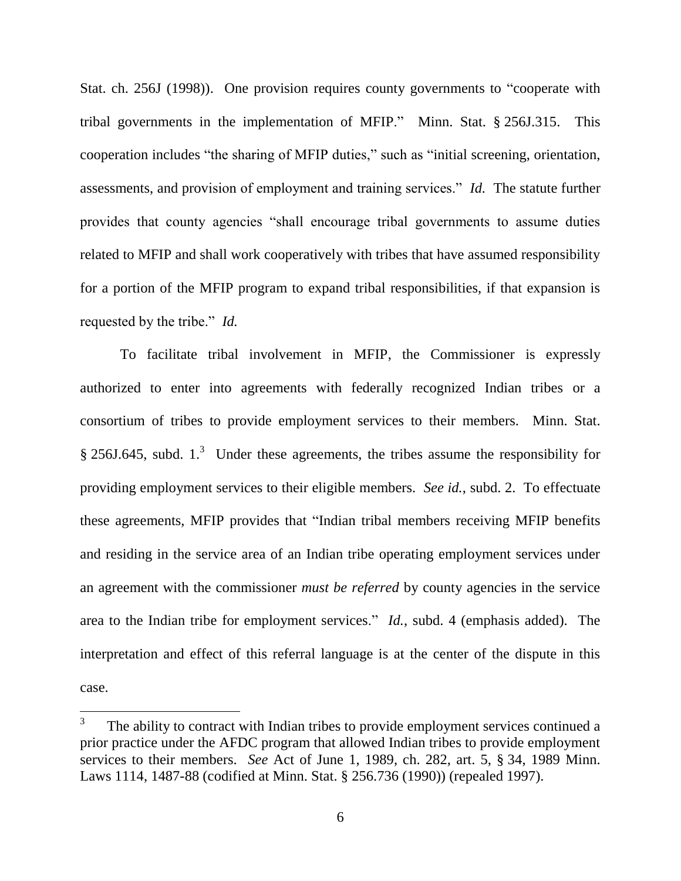Stat. ch. 256J (1998)). One provision requires county governments to "cooperate with tribal governments in the implementation of MFIP." Minn. Stat. § 256J.315. This cooperation includes "the sharing of MFIP duties," such as "initial screening, orientation, assessments, and provision of employment and training services." *Id.* The statute further provides that county agencies "shall encourage tribal governments to assume duties related to MFIP and shall work cooperatively with tribes that have assumed responsibility for a portion of the MFIP program to expand tribal responsibilities, if that expansion is requested by the tribe." *Id.*

To facilitate tribal involvement in MFIP, the Commissioner is expressly authorized to enter into agreements with federally recognized Indian tribes or a consortium of tribes to provide employment services to their members. Minn. Stat. § 256J.645, subd. 1.[3] Under these agreements, the tribes assume the responsibility for providing employment services to their eligible members. *See id.*, subd. 2. To effectuate these agreements, MFIP provides that "Indian tribal members receiving MFIP benefits and residing in the service area of an Indian tribe operating employment services under an agreement with the commissioner *must be referred* by county agencies in the service area to the Indian tribe for employment services." *Id.*, subd. 4 (emphasis added). The interpretation and effect of this referral language is at the center of the dispute in this case.

---

[3] The ability to contract with Indian tribes to provide employment services continued a prior practice under the AFDC program that allowed Indian tribes to provide employment services to their members. *See* Act of June 1, 1989, ch. 282, art. 5, § 34, 1989 Minn. Laws 1114, 1487-88 (codified at Minn. Stat. § 256.736 (1990)) (repealed 1997).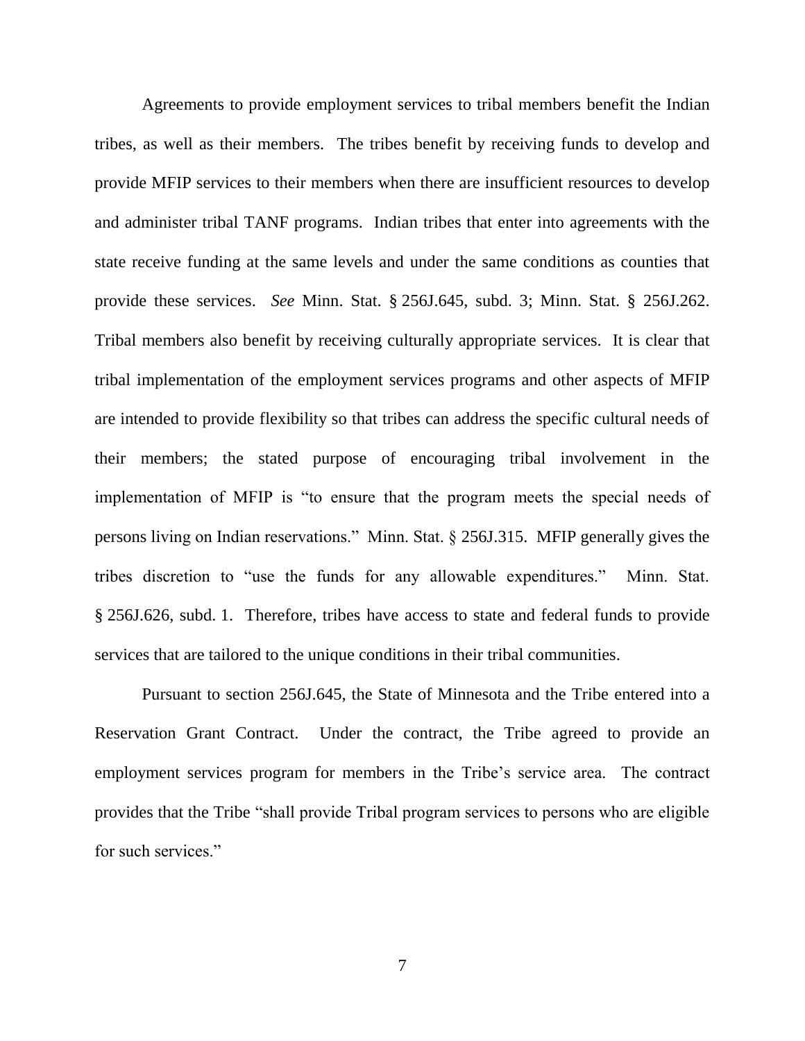Agreements to provide employment services to tribal members benefit the Indian tribes, as well as their members. The tribes benefit by receiving funds to develop and provide MFIP services to their members when there are insufficient resources to develop and administer tribal TANF programs. Indian tribes that enter into agreements with the state receive funding at the same levels and under the same conditions as counties that provide these services. *See* Minn. Stat. § 256J.645, subd. 3; Minn. Stat. § 256J.262. Tribal members also benefit by receiving culturally appropriate services. It is clear that tribal implementation of the employment services programs and other aspects of MFIP are intended to provide flexibility so that tribes can address the specific cultural needs of their members; the stated purpose of encouraging tribal involvement in the implementation of MFIP is "to ensure that the program meets the special needs of persons living on Indian reservations." Minn. Stat. § 256J.315. MFIP generally gives the tribes discretion to "use the funds for any allowable expenditures." Minn. Stat. § 256J.626, subd. 1. Therefore, tribes have access to state and federal funds to provide services that are tailored to the unique conditions in their tribal communities.

Pursuant to section 256J.645, the State of Minnesota and the Tribe entered into a Reservation Grant Contract. Under the contract, the Tribe agreed to provide an employment services program for members in the Tribe's service area. The contract provides that the Tribe "shall provide Tribal program services to persons who are eligible for such services."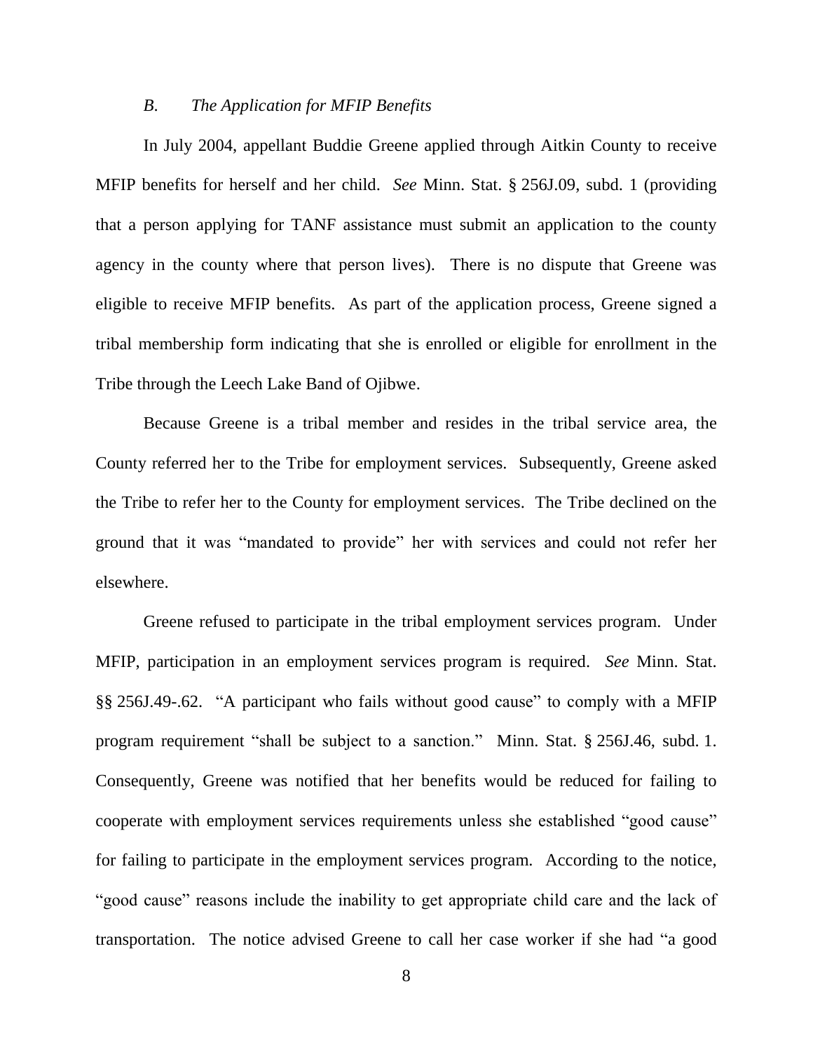### *B. The Application for MFIP Benefits*

In July 2004, appellant Buddie Greene applied through Aitkin County to receive MFIP benefits for herself and her child. *See* Minn. Stat. § 256J.09, subd. 1 (providing that a person applying for TANF assistance must submit an application to the county agency in the county where that person lives). There is no dispute that Greene was eligible to receive MFIP benefits. As part of the application process, Greene signed a tribal membership form indicating that she is enrolled or eligible for enrollment in the Tribe through the Leech Lake Band of Ojibwe.

Because Greene is a tribal member and resides in the tribal service area, the County referred her to the Tribe for employment services. Subsequently, Greene asked the Tribe to refer her to the County for employment services. The Tribe declined on the ground that it was "mandated to provide" her with services and could not refer her elsewhere.

Greene refused to participate in the tribal employment services program. Under MFIP, participation in an employment services program is required. *See* Minn. Stat. §§ 256J.49-.62. "A participant who fails without good cause" to comply with a MFIP program requirement "shall be subject to a sanction." Minn. Stat. § 256J.46, subd. 1. Consequently, Greene was notified that her benefits would be reduced for failing to cooperate with employment services requirements unless she established "good cause" for failing to participate in the employment services program. According to the notice, "good cause" reasons include the inability to get appropriate child care and the lack of transportation. The notice advised Greene to call her case worker if she had "a good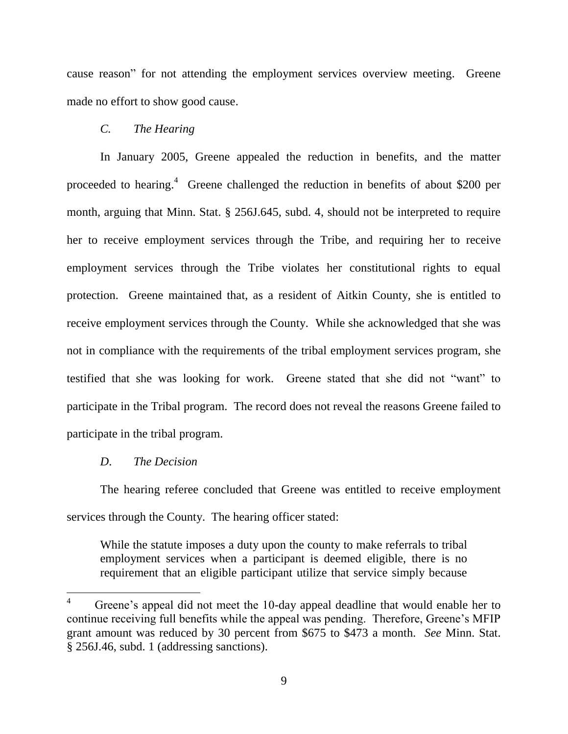cause reason" for not attending the employment services overview meeting. Greene made no effort to show good cause.

### *C. The Hearing*

In January 2005, Greene appealed the reduction in benefits, and the matter proceeded to hearing.[4] Greene challenged the reduction in benefits of about $200 per month, arguing that Minn. Stat. § 256J.645, subd. 4, should not be interpreted to require her to receive employment services through the Tribe, and requiring her to receive employment services through the Tribe violates her constitutional rights to equal protection. Greene maintained that, as a resident of Aitkin County, she is entitled to receive employment services through the County. While she acknowledged that she was not in compliance with the requirements of the tribal employment services program, she testified that she was looking for work. Greene stated that she did not "want" to participate in the Tribal program. The record does not reveal the reasons Greene failed to participate in the tribal program.

### *D. The Decision*

The hearing referee concluded that Greene was entitled to receive employment services through the County. The hearing officer stated:

> While the statute imposes a duty upon the county to make referrals to tribal employment services when a participant is deemed eligible, there is no requirement that an eligible participant utilize that service simply because

---

[4] Greene's appeal did not meet the 10-day appeal deadline that would enable her to continue receiving full benefits while the appeal was pending. Therefore, Greene's MFIP grant amount was reduced by 30 percent from $675 to $473 a month. *See* Minn. Stat. § 256J.46, subd. 1 (addressing sanctions).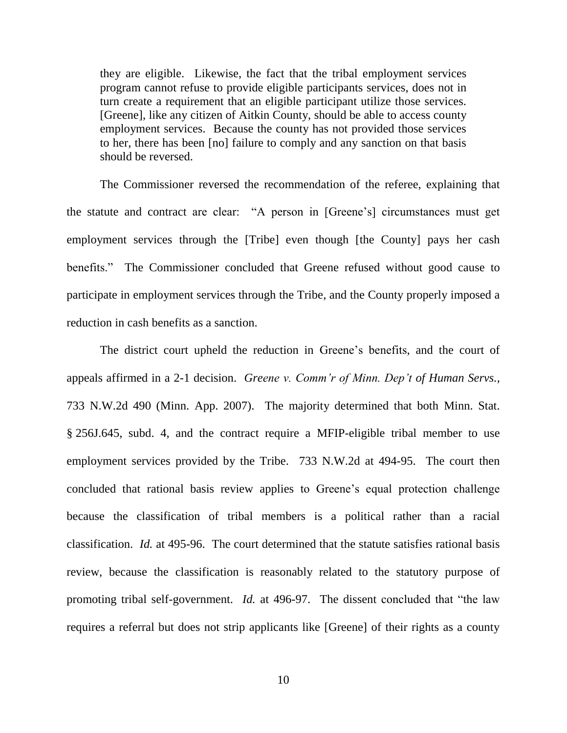> they are eligible. Likewise, the fact that the tribal employment services program cannot refuse to provide eligible participants services, does not in turn create a requirement that an eligible participant utilize those services. [Greene], like any citizen of Aitkin County, should be able to access county employment services. Because the county has not provided those services to her, there has been [no] failure to comply and any sanction on that basis should be reversed.

The Commissioner reversed the recommendation of the referee, explaining that the statute and contract are clear: "A person in [Greene's] circumstances must get employment services through the [Tribe] even though [the County] pays her cash benefits." The Commissioner concluded that Greene refused without good cause to participate in employment services through the Tribe, and the County properly imposed a reduction in cash benefits as a sanction.

The district court upheld the reduction in Greene's benefits, and the court of appeals affirmed in a 2-1 decision. *Greene v. Comm'r of Minn. Dep't of Human Servs.*, 733 N.W.2d 490 (Minn. App. 2007). The majority determined that both Minn. Stat. § 256J.645, subd. 4, and the contract require a MFIP-eligible tribal member to use employment services provided by the Tribe. 733 N.W.2d at 494-95. The court then concluded that rational basis review applies to Greene's equal protection challenge because the classification of tribal members is a political rather than a racial classification. *Id.* at 495-96. The court determined that the statute satisfies rational basis review, because the classification is reasonably related to the statutory purpose of promoting tribal self-government. *Id.* at 496-97. The dissent concluded that "the law requires a referral but does not strip applicants like [Greene] of their rights as a county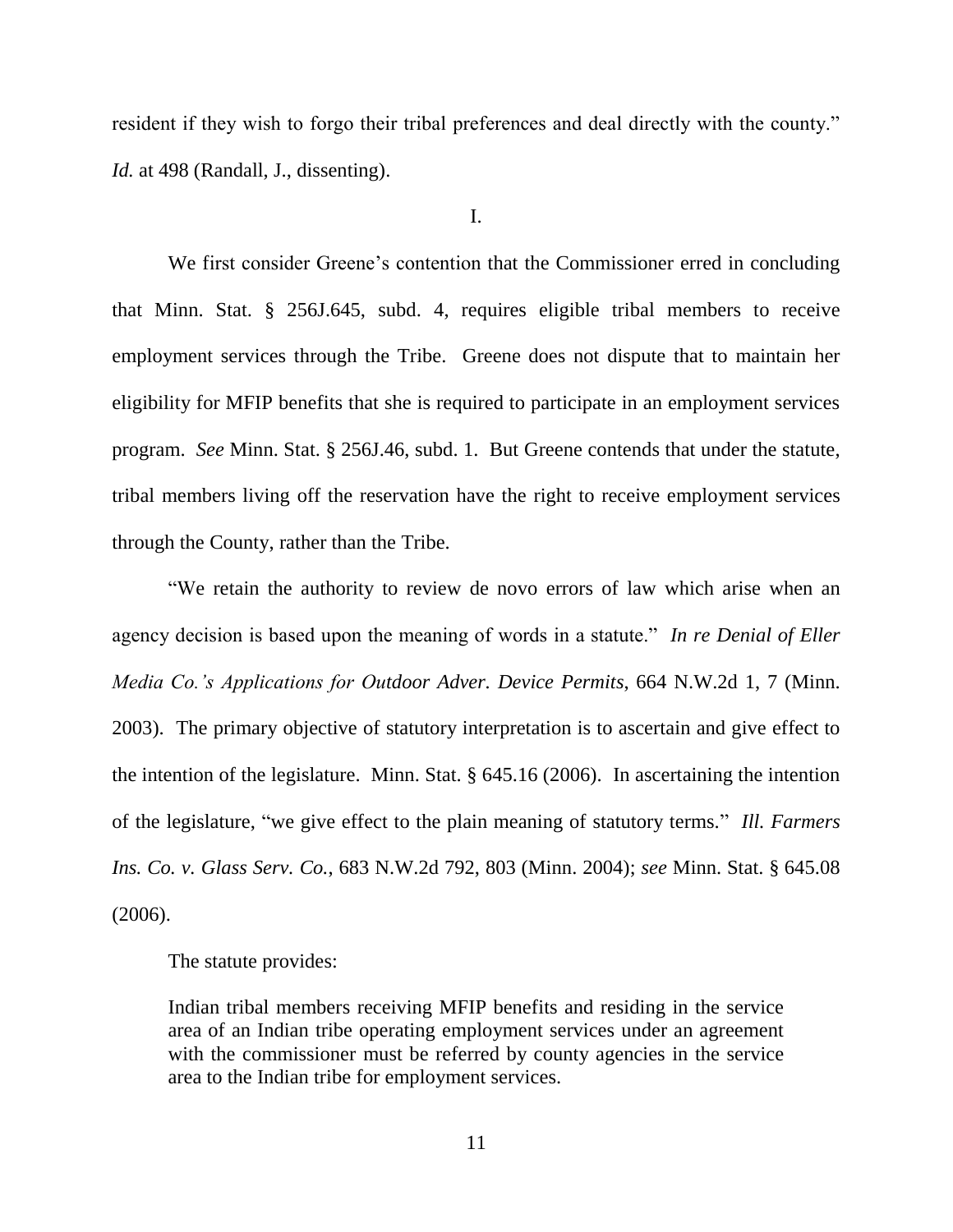resident if they wish to forgo their tribal preferences and deal directly with the county." *Id.* at 498 (Randall, J., dissenting).

I.

We first consider Greene's contention that the Commissioner erred in concluding that Minn. Stat. § 256J.645, subd. 4, requires eligible tribal members to receive employment services through the Tribe. Greene does not dispute that to maintain her eligibility for MFIP benefits that she is required to participate in an employment services program. *See* Minn. Stat. § 256J.46, subd. 1. But Greene contends that under the statute, tribal members living off the reservation have the right to receive employment services through the County, rather than the Tribe.

"We retain the authority to review de novo errors of law which arise when an agency decision is based upon the meaning of words in a statute." *In re Denial of Eller Media Co.'s Applications for Outdoor Adver. Device Permits*, 664 N.W.2d 1, 7 (Minn. 2003). The primary objective of statutory interpretation is to ascertain and give effect to the intention of the legislature. Minn. Stat. § 645.16 (2006). In ascertaining the intention of the legislature, "we give effect to the plain meaning of statutory terms." *Ill. Farmers Ins. Co. v. Glass Serv. Co.*, 683 N.W.2d 792, 803 (Minn. 2004); *see* Minn. Stat. § 645.08 (2006).

The statute provides:

> Indian tribal members receiving MFIP benefits and residing in the service area of an Indian tribe operating employment services under an agreement with the commissioner must be referred by county agencies in the service area to the Indian tribe for employment services.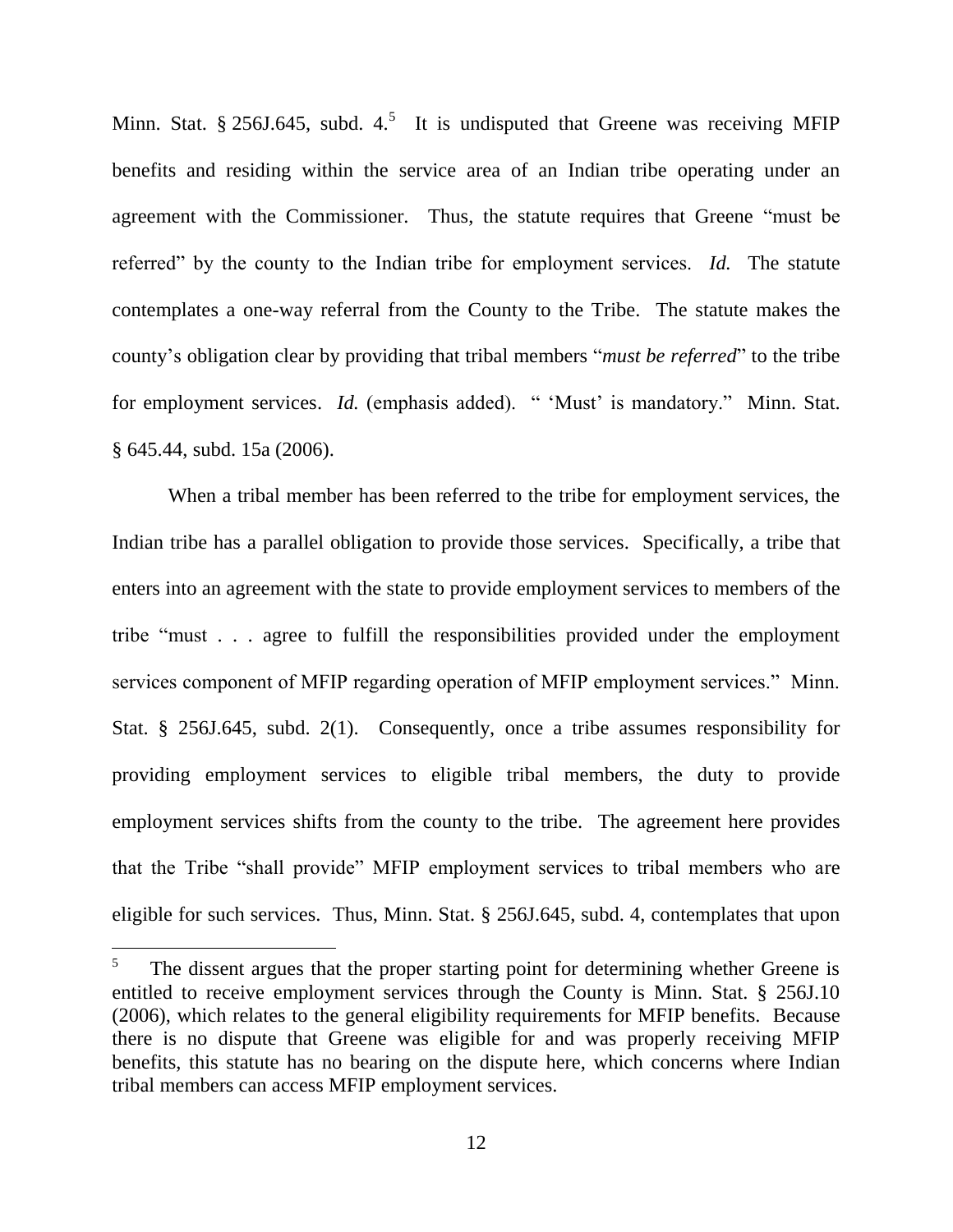Minn. Stat. § 256J.645, subd. 4.[5] It is undisputed that Greene was receiving MFIP benefits and residing within the service area of an Indian tribe operating under an agreement with the Commissioner. Thus, the statute requires that Greene "must be referred" by the county to the Indian tribe for employment services. *Id.* The statute contemplates a one-way referral from the County to the Tribe. The statute makes the county's obligation clear by providing that tribal members "*must be referred*" to the tribe for employment services. *Id.* (emphasis added). " 'Must' is mandatory." Minn. Stat. § 645.44, subd. 15a (2006).

When a tribal member has been referred to the tribe for employment services, the Indian tribe has a parallel obligation to provide those services. Specifically, a tribe that enters into an agreement with the state to provide employment services to members of the tribe "must . . . agree to fulfill the responsibilities provided under the employment services component of MFIP regarding operation of MFIP employment services." Minn. Stat. § 256J.645, subd. 2(1). Consequently, once a tribe assumes responsibility for providing employment services to eligible tribal members, the duty to provide employment services shifts from the county to the tribe. The agreement here provides that the Tribe "shall provide" MFIP employment services to tribal members who are eligible for such services. Thus, Minn. Stat. § 256J.645, subd. 4, contemplates that upon

[5] The dissent argues that the proper starting point for determining whether Greene is entitled to receive employment services through the County is Minn. Stat. § 256J.10 (2006), which relates to the general eligibility requirements for MFIP benefits. Because there is no dispute that Greene was eligible for and was properly receiving MFIP benefits, this statute has no bearing on the dispute here, which concerns where Indian tribal members can access MFIP employment services.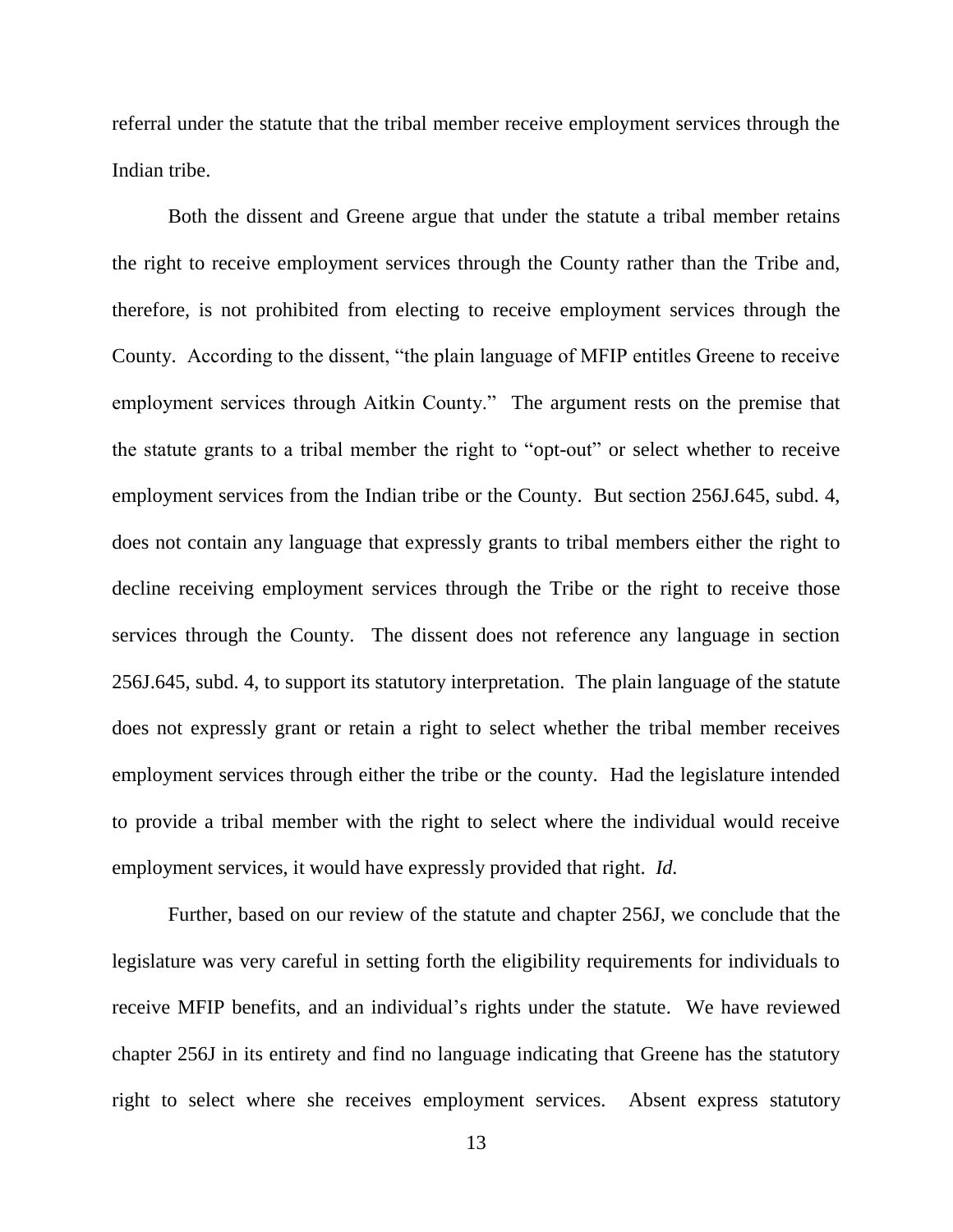referral under the statute that the tribal member receive employment services through the Indian tribe.

Both the dissent and Greene argue that under the statute a tribal member retains the right to receive employment services through the County rather than the Tribe and, therefore, is not prohibited from electing to receive employment services through the County. According to the dissent, "the plain language of MFIP entitles Greene to receive employment services through Aitkin County." The argument rests on the premise that the statute grants to a tribal member the right to "opt-out" or select whether to receive employment services from the Indian tribe or the County. But section 256J.645, subd. 4, does not contain any language that expressly grants to tribal members either the right to decline receiving employment services through the Tribe or the right to receive those services through the County. The dissent does not reference any language in section 256J.645, subd. 4, to support its statutory interpretation. The plain language of the statute does not expressly grant or retain a right to select whether the tribal member receives employment services through either the tribe or the county. Had the legislature intended to provide a tribal member with the right to select where the individual would receive employment services, it would have expressly provided that right. *Id.*

Further, based on our review of the statute and chapter 256J, we conclude that the legislature was very careful in setting forth the eligibility requirements for individuals to receive MFIP benefits, and an individual's rights under the statute. We have reviewed chapter 256J in its entirety and find no language indicating that Greene has the statutory right to select where she receives employment services. Absent express statutory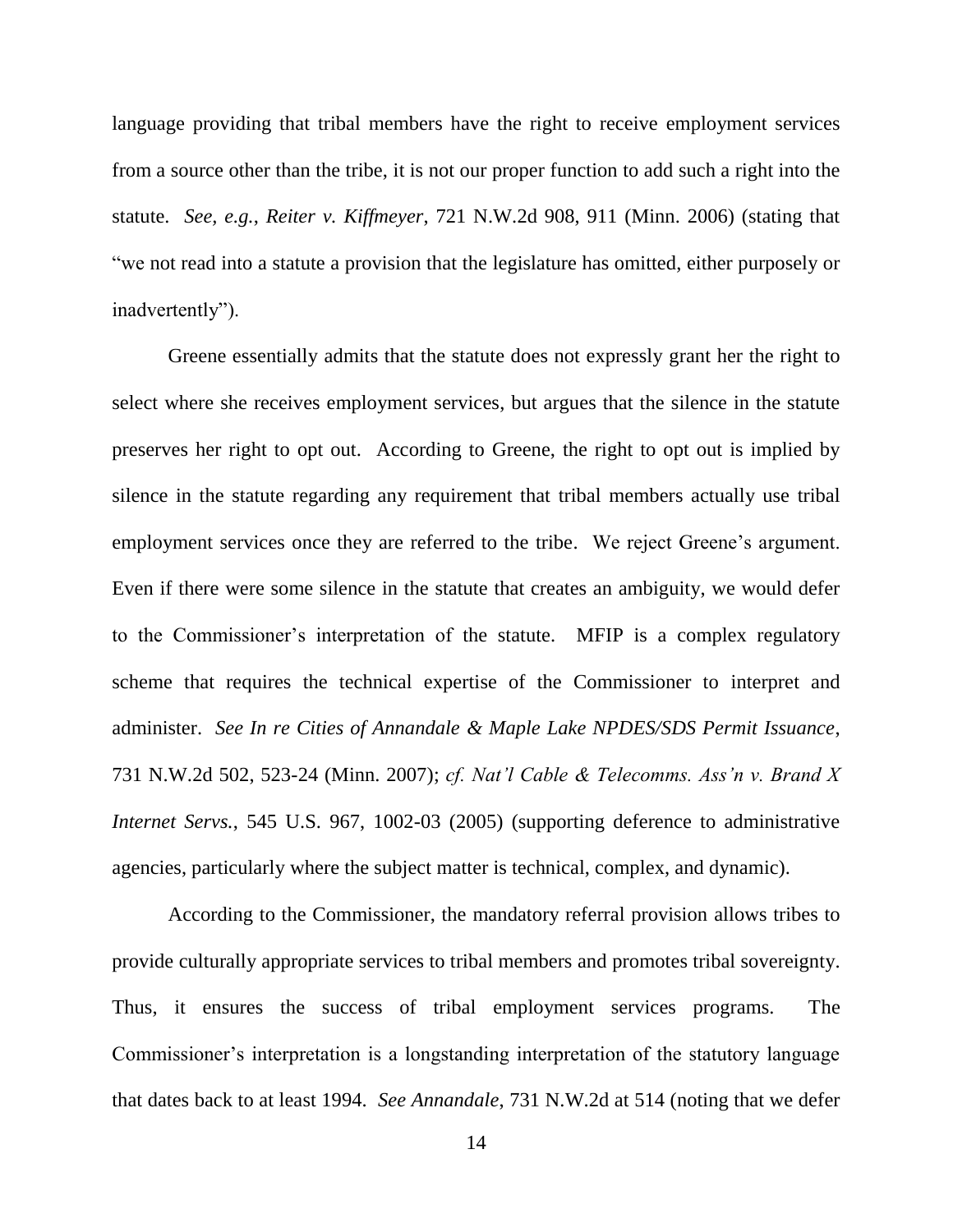language providing that tribal members have the right to receive employment services from a source other than the tribe, it is not our proper function to add such a right into the statute. *See, e.g.*, *Reiter v. Kiffmeyer*, 721 N.W.2d 908, 911 (Minn. 2006) (stating that "we not read into a statute a provision that the legislature has omitted, either purposely or inadvertently").

Greene essentially admits that the statute does not expressly grant her the right to select where she receives employment services, but argues that the silence in the statute preserves her right to opt out. According to Greene, the right to opt out is implied by silence in the statute regarding any requirement that tribal members actually use tribal employment services once they are referred to the tribe. We reject Greene's argument. Even if there were some silence in the statute that creates an ambiguity, we would defer to the Commissioner's interpretation of the statute. MFIP is a complex regulatory scheme that requires the technical expertise of the Commissioner to interpret and administer. *See In re Cities of Annandale & Maple Lake NPDES/SDS Permit Issuance*, 731 N.W.2d 502, 523-24 (Minn. 2007); *cf. Nat'l Cable & Telecomms. Ass'n v. Brand X Internet Servs.*, 545 U.S. 967, 1002-03 (2005) (supporting deference to administrative agencies, particularly where the subject matter is technical, complex, and dynamic).

According to the Commissioner, the mandatory referral provision allows tribes to provide culturally appropriate services to tribal members and promotes tribal sovereignty. Thus, it ensures the success of tribal employment services programs. The Commissioner's interpretation is a longstanding interpretation of the statutory language that dates back to at least 1994. *See Annandale*, 731 N.W.2d at 514 (noting that we defer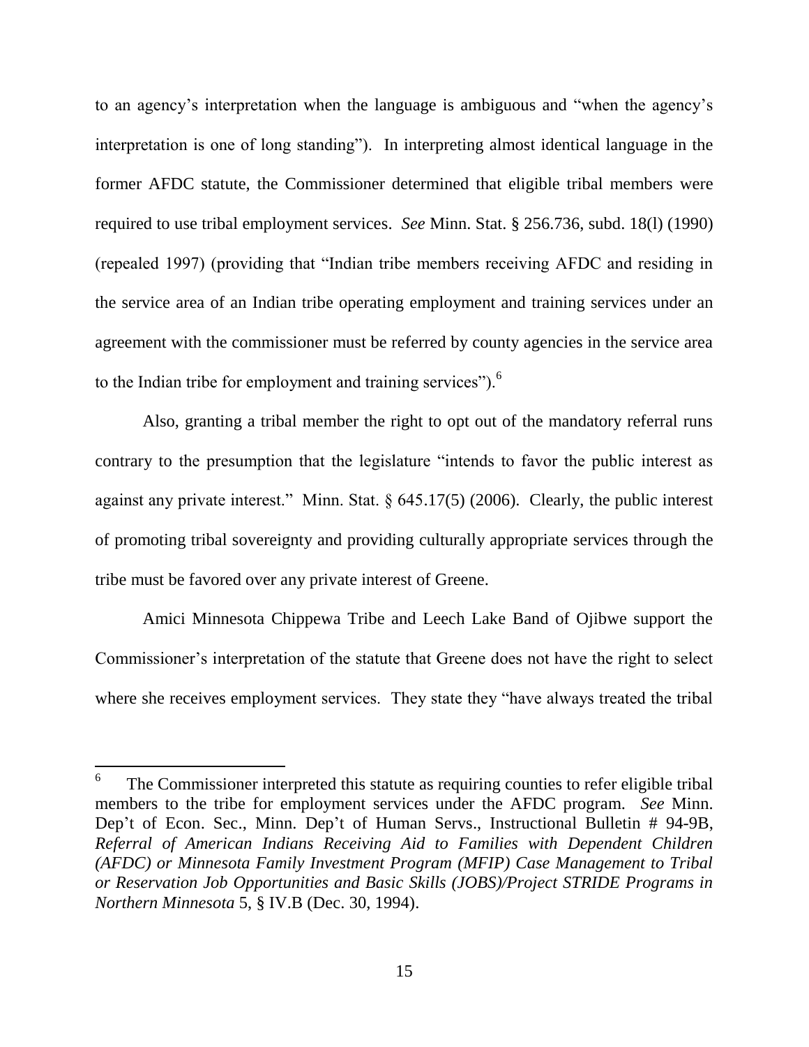to an agency's interpretation when the language is ambiguous and "when the agency's interpretation is one of long standing"). In interpreting almost identical language in the former AFDC statute, the Commissioner determined that eligible tribal members were required to use tribal employment services. *See* Minn. Stat. § 256.736, subd. 18(l) (1990) (repealed 1997) (providing that "Indian tribe members receiving AFDC and residing in the service area of an Indian tribe operating employment and training services under an agreement with the commissioner must be referred by county agencies in the service area to the Indian tribe for employment and training services").[6]

Also, granting a tribal member the right to opt out of the mandatory referral runs contrary to the presumption that the legislature "intends to favor the public interest as against any private interest." Minn. Stat. § 645.17(5) (2006). Clearly, the public interest of promoting tribal sovereignty and providing culturally appropriate services through the tribe must be favored over any private interest of Greene.

Amici Minnesota Chippewa Tribe and Leech Lake Band of Ojibwe support the Commissioner's interpretation of the statute that Greene does not have the right to select where she receives employment services. They state they "have always treated the tribal

---

[6] The Commissioner interpreted this statute as requiring counties to refer eligible tribal members to the tribe for employment services under the AFDC program. *See* Minn. Dep't of Econ. Sec., Minn. Dep't of Human Servs., Instructional Bulletin # 94-9B, *Referral of American Indians Receiving Aid to Families with Dependent Children (AFDC) or Minnesota Family Investment Program (MFIP) Case Management to Tribal or Reservation Job Opportunities and Basic Skills (JOBS)/Project STRIDE Programs in Northern Minnesota* 5, § IV.B (Dec. 30, 1994).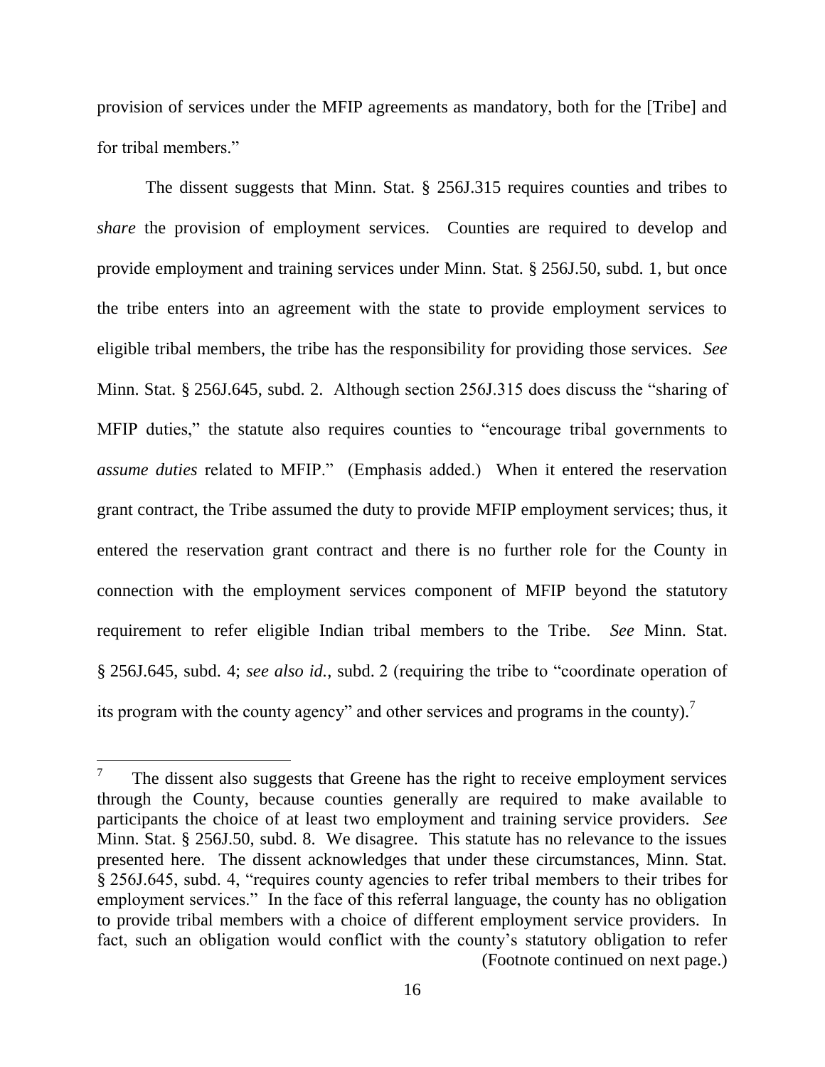provision of services under the MFIP agreements as mandatory, both for the [Tribe] and for tribal members."

The dissent suggests that Minn. Stat. § 256J.315 requires counties and tribes to *share* the provision of employment services. Counties are required to develop and provide employment and training services under Minn. Stat. § 256J.50, subd. 1, but once the tribe enters into an agreement with the state to provide employment services to eligible tribal members, the tribe has the responsibility for providing those services. *See* Minn. Stat. § 256J.645, subd. 2. Although section 256J.315 does discuss the "sharing of MFIP duties," the statute also requires counties to "encourage tribal governments to *assume duties* related to MFIP." (Emphasis added.) When it entered the reservation grant contract, the Tribe assumed the duty to provide MFIP employment services; thus, it entered the reservation grant contract and there is no further role for the County in connection with the employment services component of MFIP beyond the statutory requirement to refer eligible Indian tribal members to the Tribe. *See* Minn. Stat. § 256J.645, subd. 4; *see also id.*, subd. 2 (requiring the tribe to "coordinate operation of its program with the county agency" and other services and programs in the county).[7]

[7] The dissent also suggests that Greene has the right to receive employment services through the County, because counties generally are required to make available to participants the choice of at least two employment and training service providers. *See* Minn. Stat. § 256J.50, subd. 8. We disagree. This statute has no relevance to the issues presented here. The dissent acknowledges that under these circumstances, Minn. Stat. § 256J.645, subd. 4, "requires county agencies to refer tribal members to their tribes for employment services." In the face of this referral language, the county has no obligation to provide tribal members with a choice of different employment service providers. In fact, such an obligation would conflict with the county's statutory obligation to refer (Footnote continued on next page.)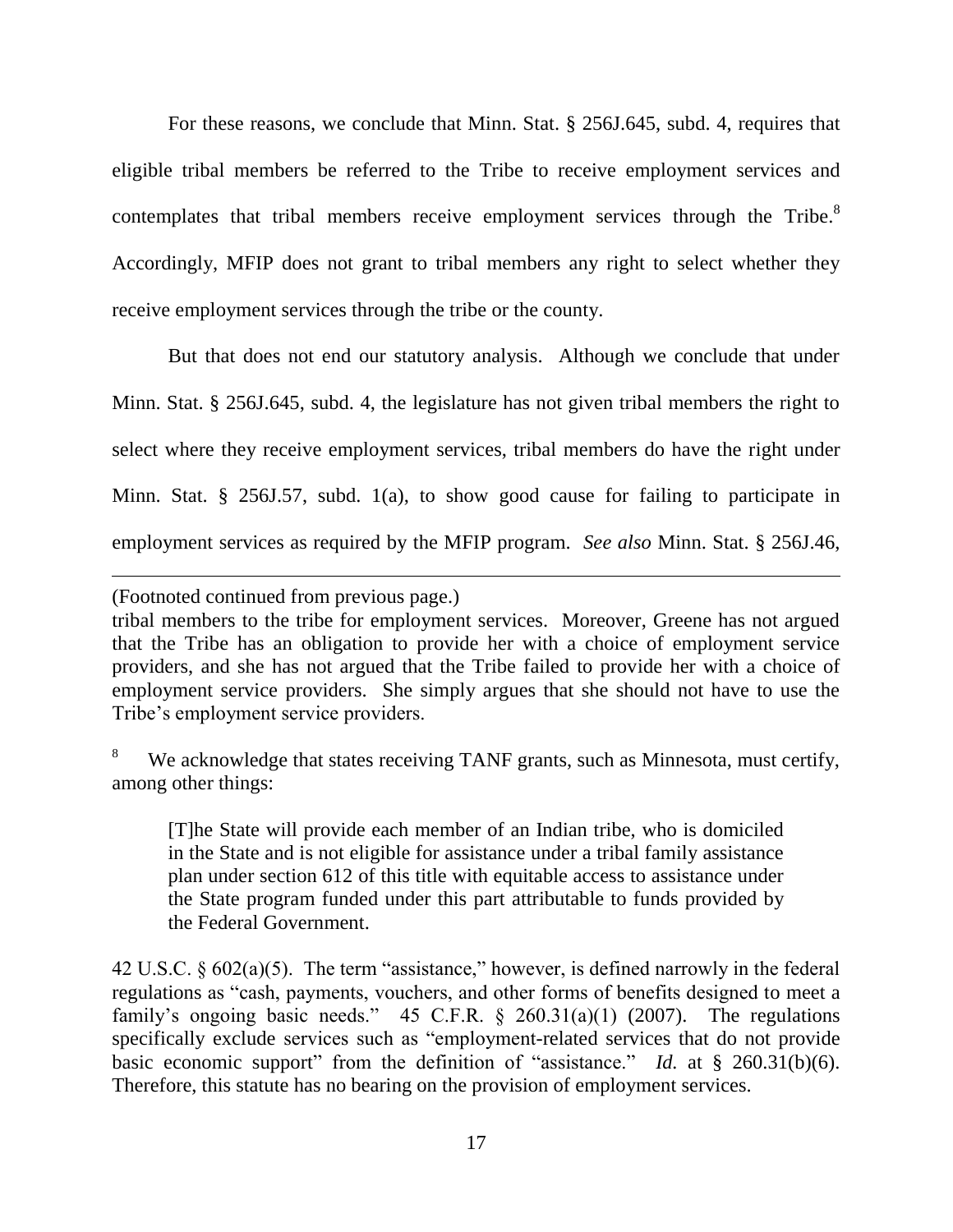For these reasons, we conclude that Minn. Stat. § 256J.645, subd. 4, requires that eligible tribal members be referred to the Tribe to receive employment services and contemplates that tribal members receive employment services through the Tribe.[8] Accordingly, MFIP does not grant to tribal members any right to select whether they receive employment services through the tribe or the county.

But that does not end our statutory analysis. Although we conclude that under Minn. Stat. § 256J.645, subd. 4, the legislature has not given tribal members the right to select where they receive employment services, tribal members do have the right under Minn. Stat. § 256J.57, subd. 1(a), to show good cause for failing to participate in employment services as required by the MFIP program. *See also* Minn. Stat. § 256J.46,

---

(Footnoted continued from previous page.)

tribal members to the tribe for employment services. Moreover, Greene has not argued that the Tribe has an obligation to provide her with a choice of employment service providers, and she has not argued that the Tribe failed to provide her with a choice of employment service providers. She simply argues that she should not have to use the Tribe's employment service providers.

[8] We acknowledge that states receiving TANF grants, such as Minnesota, must certify, among other things:

> [T]he State will provide each member of an Indian tribe, who is domiciled in the State and is not eligible for assistance under a tribal family assistance plan under section 612 of this title with equitable access to assistance under the State program funded under this part attributable to funds provided by the Federal Government.

42 U.S.C. § 602(a)(5). The term "assistance," however, is defined narrowly in the federal regulations as "cash, payments, vouchers, and other forms of benefits designed to meet a family's ongoing basic needs." 45 C.F.R. § 260.31(a)(1) (2007). The regulations specifically exclude services such as "employment-related services that do not provide basic economic support" from the definition of "assistance." *Id.* at § 260.31(b)(6). Therefore, this statute has no bearing on the provision of employment services.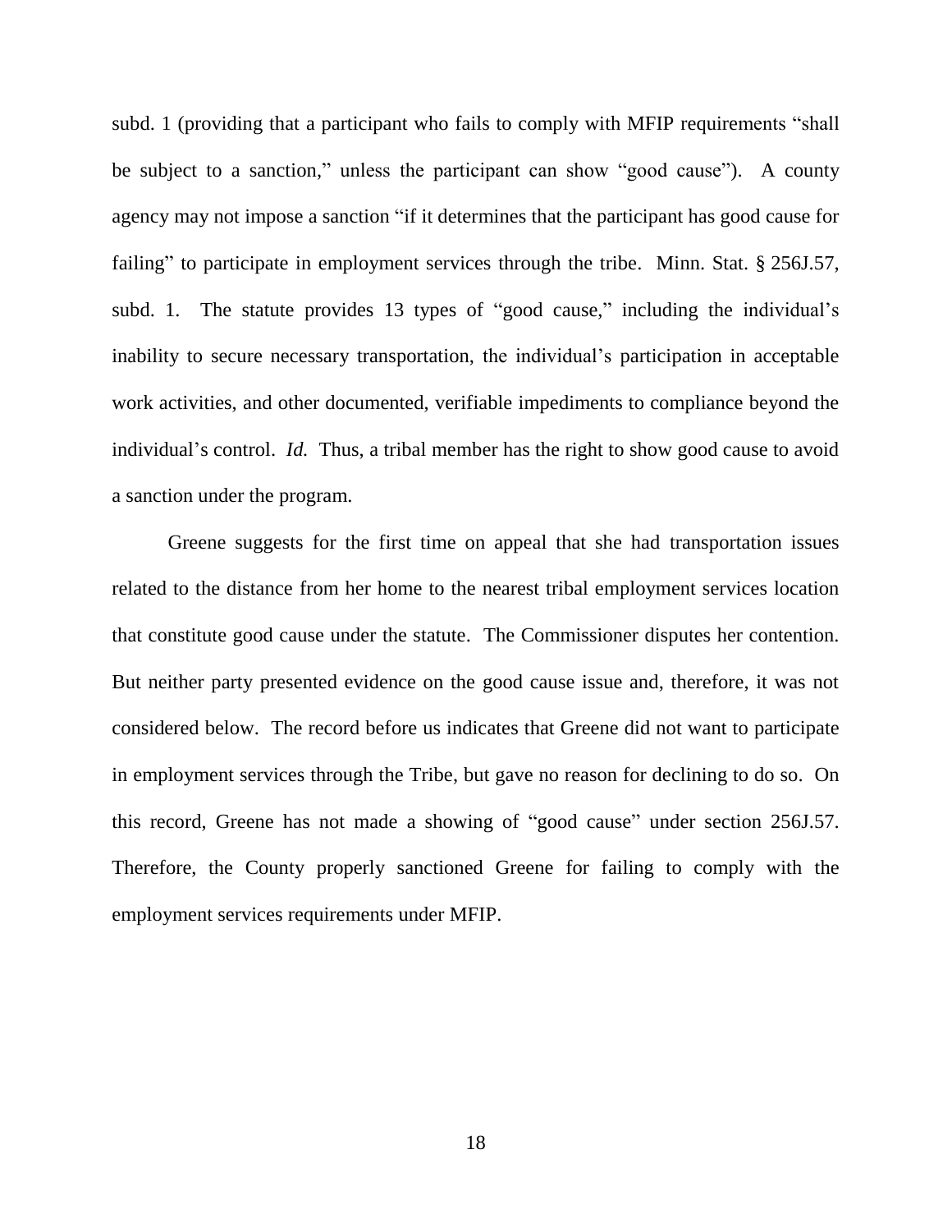subd. 1 (providing that a participant who fails to comply with MFIP requirements "shall be subject to a sanction," unless the participant can show "good cause"). A county agency may not impose a sanction "if it determines that the participant has good cause for failing" to participate in employment services through the tribe. Minn. Stat. § 256J.57, subd. 1. The statute provides 13 types of "good cause," including the individual's inability to secure necessary transportation, the individual's participation in acceptable work activities, and other documented, verifiable impediments to compliance beyond the individual's control. *Id.* Thus, a tribal member has the right to show good cause to avoid a sanction under the program.

Greene suggests for the first time on appeal that she had transportation issues related to the distance from her home to the nearest tribal employment services location that constitute good cause under the statute. The Commissioner disputes her contention. But neither party presented evidence on the good cause issue and, therefore, it was not considered below. The record before us indicates that Greene did not want to participate in employment services through the Tribe, but gave no reason for declining to do so. On this record, Greene has not made a showing of "good cause" under section 256J.57. Therefore, the County properly sanctioned Greene for failing to comply with the employment services requirements under MFIP.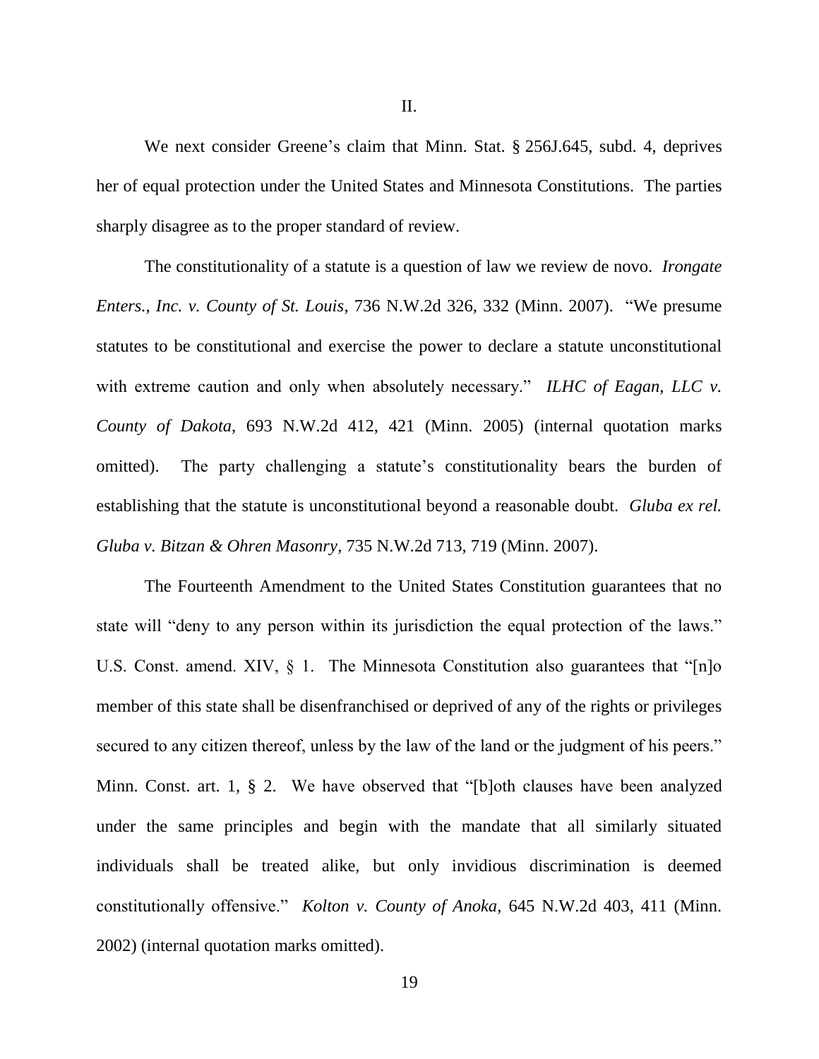II.

We next consider Greene's claim that Minn. Stat. § 256J.645, subd. 4, deprives her of equal protection under the United States and Minnesota Constitutions. The parties sharply disagree as to the proper standard of review.

The constitutionality of a statute is a question of law we review de novo. *Irongate Enters., Inc. v. County of St. Louis*, 736 N.W.2d 326, 332 (Minn. 2007). "We presume statutes to be constitutional and exercise the power to declare a statute unconstitutional with extreme caution and only when absolutely necessary." *ILHC of Eagan, LLC v. County of Dakota*, 693 N.W.2d 412, 421 (Minn. 2005) (internal quotation marks omitted). The party challenging a statute's constitutionality bears the burden of establishing that the statute is unconstitutional beyond a reasonable doubt. *Gluba ex rel. Gluba v. Bitzan & Ohren Masonry*, 735 N.W.2d 713, 719 (Minn. 2007).

The Fourteenth Amendment to the United States Constitution guarantees that no state will "deny to any person within its jurisdiction the equal protection of the laws." U.S. Const. amend. XIV, § 1. The Minnesota Constitution also guarantees that "[n]o member of this state shall be disenfranchised or deprived of any of the rights or privileges secured to any citizen thereof, unless by the law of the land or the judgment of his peers." Minn. Const. art. 1, § 2. We have observed that "[b]oth clauses have been analyzed under the same principles and begin with the mandate that all similarly situated individuals shall be treated alike, but only invidious discrimination is deemed constitutionally offensive." *Kolton v. County of Anoka*, 645 N.W.2d 403, 411 (Minn. 2002) (internal quotation marks omitted).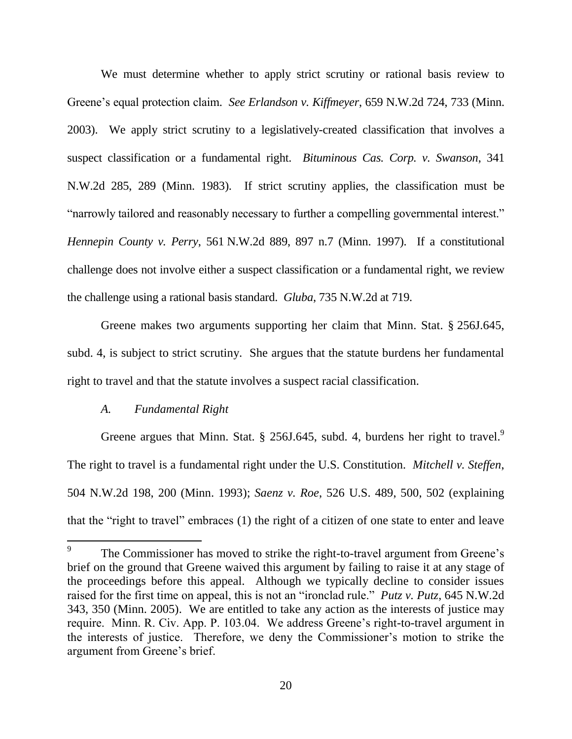We must determine whether to apply strict scrutiny or rational basis review to Greene's equal protection claim. *See Erlandson v. Kiffmeyer*, 659 N.W.2d 724, 733 (Minn. 2003). We apply strict scrutiny to a legislatively-created classification that involves a suspect classification or a fundamental right. *Bituminous Cas. Corp. v. Swanson*, 341 N.W.2d 285, 289 (Minn. 1983). If strict scrutiny applies, the classification must be "narrowly tailored and reasonably necessary to further a compelling governmental interest." *Hennepin County v. Perry*, 561 N.W.2d 889, 897 n.7 (Minn. 1997). If a constitutional challenge does not involve either a suspect classification or a fundamental right, we review the challenge using a rational basis standard. *Gluba*, 735 N.W.2d at 719.

Greene makes two arguments supporting her claim that Minn. Stat. § 256J.645, subd. 4, is subject to strict scrutiny. She argues that the statute burdens her fundamental right to travel and that the statute involves a suspect racial classification.

*A. Fundamental Right*

Greene argues that Minn. Stat. § 256J.645, subd. 4, burdens her right to travel.[9] The right to travel is a fundamental right under the U.S. Constitution. *Mitchell v. Steffen*, 504 N.W.2d 198, 200 (Minn. 1993); *Saenz v. Roe*, 526 U.S. 489, 500, 502 (explaining that the "right to travel" embraces (1) the right of a citizen of one state to enter and leave

---

[9] The Commissioner has moved to strike the right-to-travel argument from Greene's brief on the ground that Greene waived this argument by failing to raise it at any stage of the proceedings before this appeal. Although we typically decline to consider issues raised for the first time on appeal, this is not an "ironclad rule." *Putz v. Putz*, 645 N.W.2d 343, 350 (Minn. 2005). We are entitled to take any action as the interests of justice may require. Minn. R. Civ. App. P. 103.04. We address Greene's right-to-travel argument in the interests of justice. Therefore, we deny the Commissioner's motion to strike the argument from Greene's brief.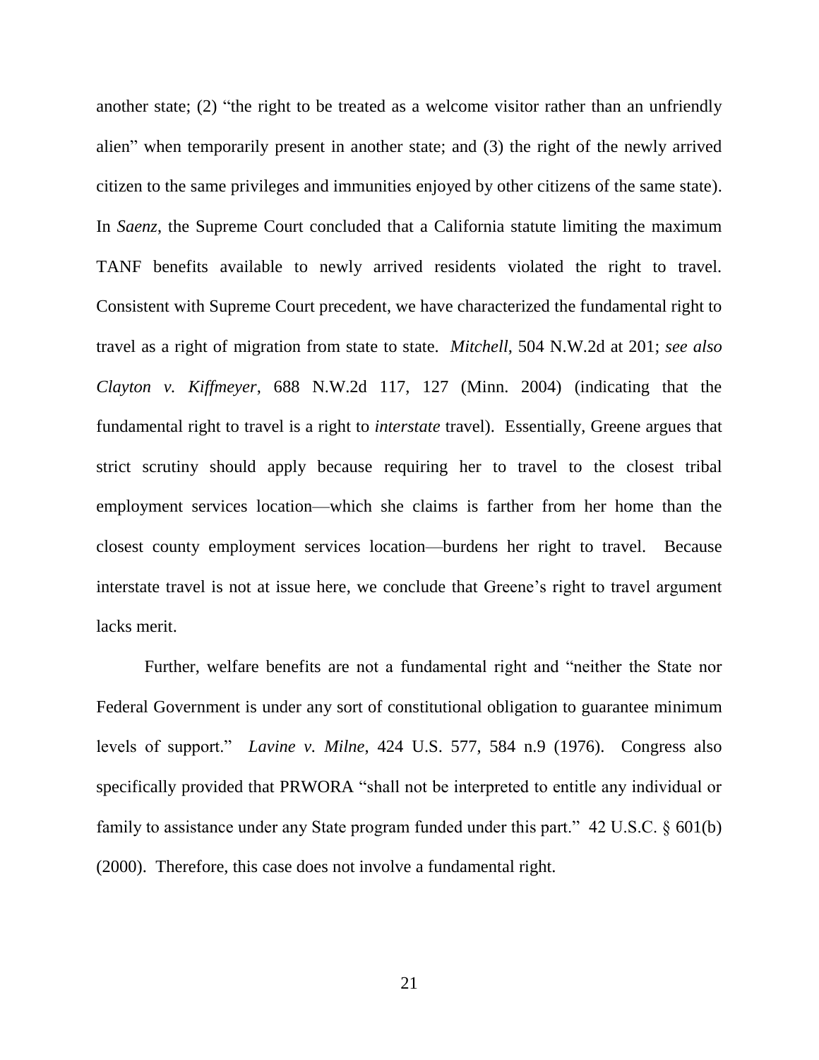another state; (2) "the right to be treated as a welcome visitor rather than an unfriendly alien" when temporarily present in another state; and (3) the right of the newly arrived citizen to the same privileges and immunities enjoyed by other citizens of the same state). In *Saenz*, the Supreme Court concluded that a California statute limiting the maximum TANF benefits available to newly arrived residents violated the right to travel. Consistent with Supreme Court precedent, we have characterized the fundamental right to travel as a right of migration from state to state. *Mitchell*, 504 N.W.2d at 201; *see also Clayton v. Kiffmeyer*, 688 N.W.2d 117, 127 (Minn. 2004) (indicating that the fundamental right to travel is a right to *interstate* travel). Essentially, Greene argues that strict scrutiny should apply because requiring her to travel to the closest tribal employment services location—which she claims is farther from her home than the closest county employment services location—burdens her right to travel. Because interstate travel is not at issue here, we conclude that Greene's right to travel argument lacks merit.

Further, welfare benefits are not a fundamental right and "neither the State nor Federal Government is under any sort of constitutional obligation to guarantee minimum levels of support." *Lavine v. Milne*, 424 U.S. 577, 584 n.9 (1976). Congress also specifically provided that PRWORA "shall not be interpreted to entitle any individual or family to assistance under any State program funded under this part." 42 U.S.C. § 601(b) (2000). Therefore, this case does not involve a fundamental right.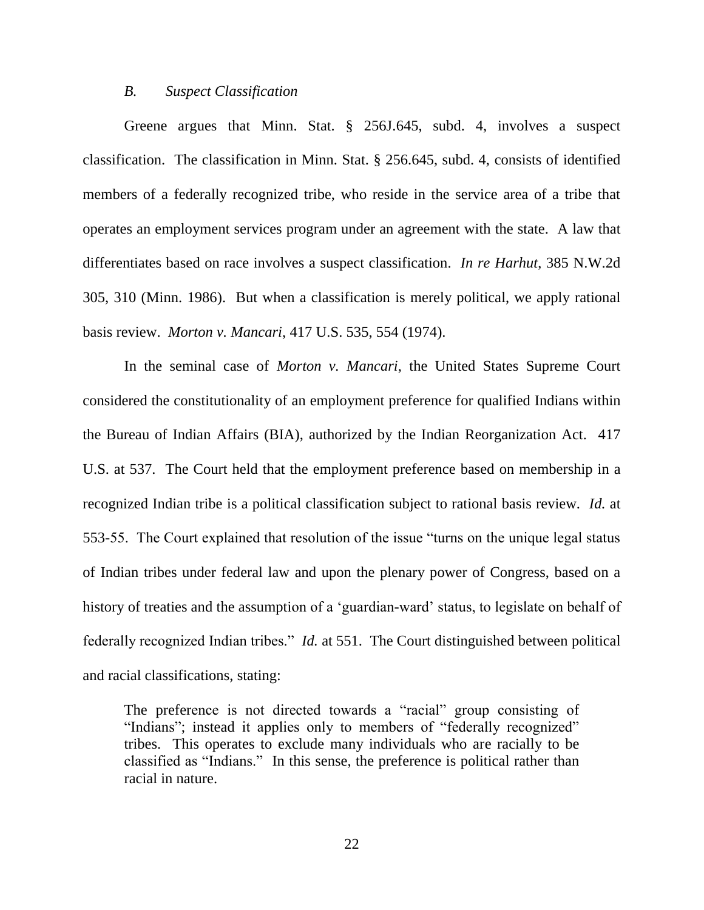### *B. Suspect Classification*

Greene argues that Minn. Stat. § 256J.645, subd. 4, involves a suspect classification. The classification in Minn. Stat. § 256.645, subd. 4, consists of identified members of a federally recognized tribe, who reside in the service area of a tribe that operates an employment services program under an agreement with the state. A law that differentiates based on race involves a suspect classification. *In re Harhut*, 385 N.W.2d 305, 310 (Minn. 1986). But when a classification is merely political, we apply rational basis review. *Morton v. Mancari*, 417 U.S. 535, 554 (1974).

In the seminal case of *Morton v. Mancari*, the United States Supreme Court considered the constitutionality of an employment preference for qualified Indians within the Bureau of Indian Affairs (BIA), authorized by the Indian Reorganization Act. 417 U.S. at 537. The Court held that the employment preference based on membership in a recognized Indian tribe is a political classification subject to rational basis review. *Id.* at 553-55. The Court explained that resolution of the issue "turns on the unique legal status of Indian tribes under federal law and upon the plenary power of Congress, based on a history of treaties and the assumption of a 'guardian-ward' status, to legislate on behalf of federally recognized Indian tribes." *Id.* at 551. The Court distinguished between political and racial classifications, stating:

> The preference is not directed towards a "racial" group consisting of "Indians"; instead it applies only to members of "federally recognized" tribes. This operates to exclude many individuals who are racially to be classified as "Indians." In this sense, the preference is political rather than racial in nature.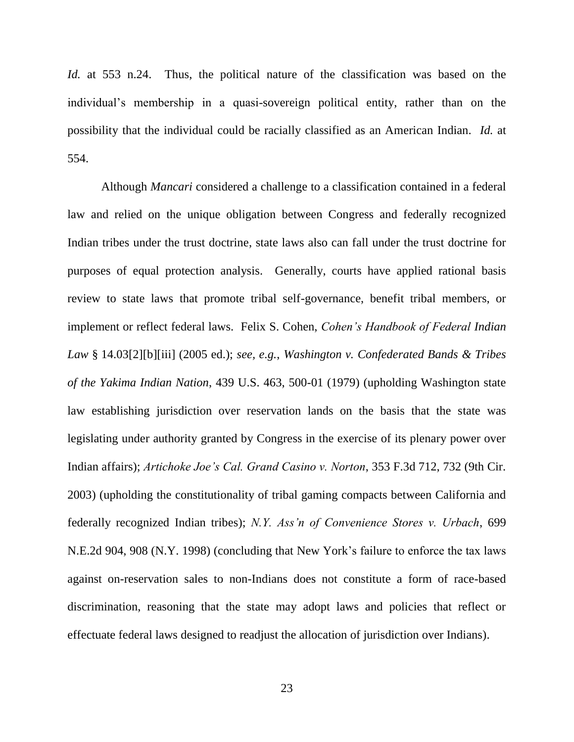*Id.* at 553 n.24. Thus, the political nature of the classification was based on the individual's membership in a quasi-sovereign political entity, rather than on the possibility that the individual could be racially classified as an American Indian. *Id.* at 554.

Although *Mancari* considered a challenge to a classification contained in a federal law and relied on the unique obligation between Congress and federally recognized Indian tribes under the trust doctrine, state laws also can fall under the trust doctrine for purposes of equal protection analysis. Generally, courts have applied rational basis review to state laws that promote tribal self-governance, benefit tribal members, or implement or reflect federal laws. Felix S. Cohen, *Cohen's Handbook of Federal Indian Law* § 14.03[2][b][iii] (2005 ed.); *see, e.g.*, *Washington v. Confederated Bands & Tribes of the Yakima Indian Nation*, 439 U.S. 463, 500-01 (1979) (upholding Washington state law establishing jurisdiction over reservation lands on the basis that the state was legislating under authority granted by Congress in the exercise of its plenary power over Indian affairs); *Artichoke Joe's Cal. Grand Casino v. Norton*, 353 F.3d 712, 732 (9th Cir. 2003) (upholding the constitutionality of tribal gaming compacts between California and federally recognized Indian tribes); *N.Y. Ass'n of Convenience Stores v. Urbach*, 699 N.E.2d 904, 908 (N.Y. 1998) (concluding that New York's failure to enforce the tax laws against on-reservation sales to non-Indians does not constitute a form of race-based discrimination, reasoning that the state may adopt laws and policies that reflect or effectuate federal laws designed to readjust the allocation of jurisdiction over Indians).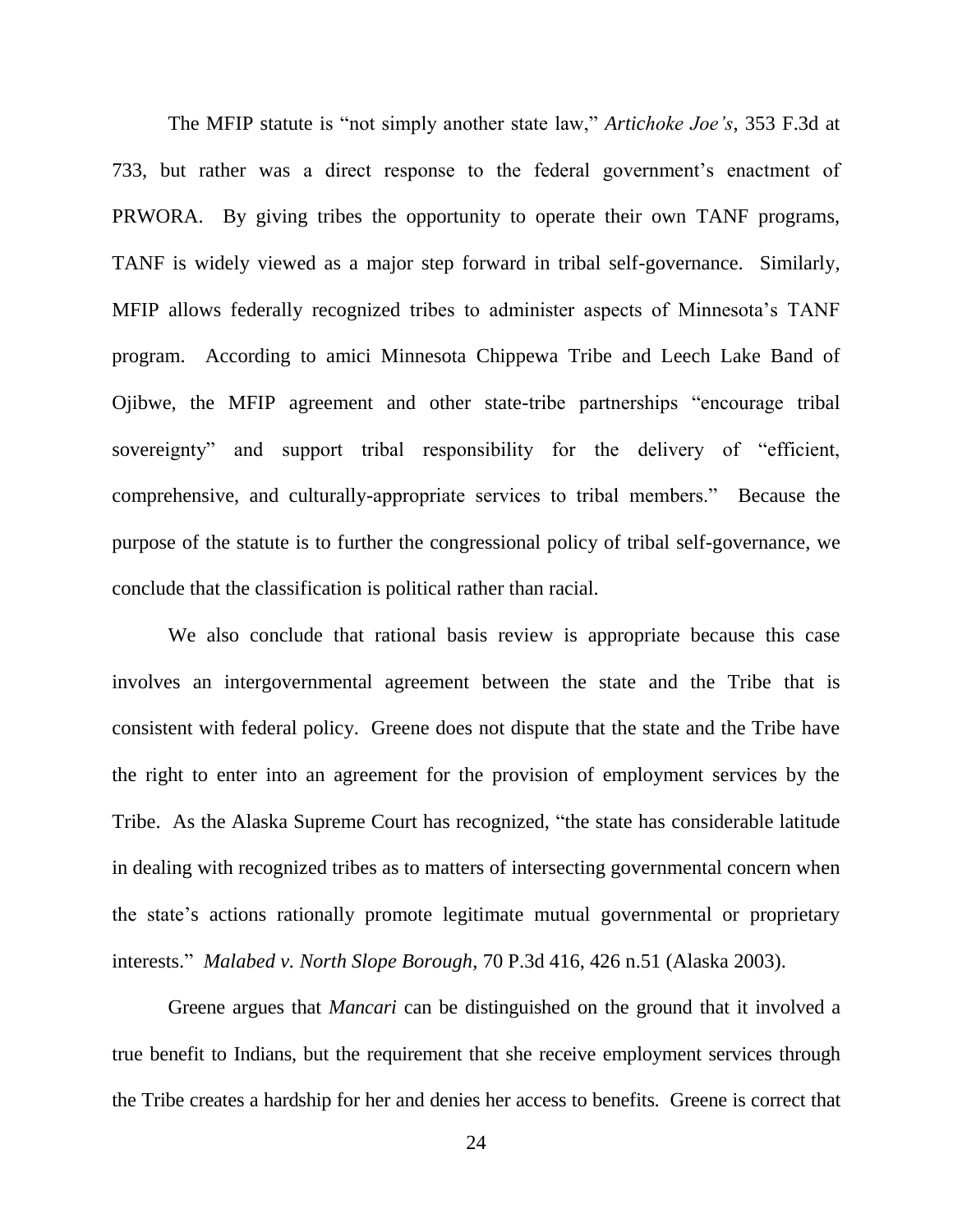The MFIP statute is "not simply another state law," *Artichoke Joe's*, 353 F.3d at 733, but rather was a direct response to the federal government's enactment of PRWORA. By giving tribes the opportunity to operate their own TANF programs, TANF is widely viewed as a major step forward in tribal self-governance. Similarly, MFIP allows federally recognized tribes to administer aspects of Minnesota's TANF program. According to amici Minnesota Chippewa Tribe and Leech Lake Band of Ojibwe, the MFIP agreement and other state-tribe partnerships "encourage tribal sovereignty" and support tribal responsibility for the delivery of "efficient, comprehensive, and culturally-appropriate services to tribal members." Because the purpose of the statute is to further the congressional policy of tribal self-governance, we conclude that the classification is political rather than racial.

We also conclude that rational basis review is appropriate because this case involves an intergovernmental agreement between the state and the Tribe that is consistent with federal policy. Greene does not dispute that the state and the Tribe have the right to enter into an agreement for the provision of employment services by the Tribe. As the Alaska Supreme Court has recognized, "the state has considerable latitude in dealing with recognized tribes as to matters of intersecting governmental concern when the state's actions rationally promote legitimate mutual governmental or proprietary interests." *Malabed v. North Slope Borough*, 70 P.3d 416, 426 n.51 (Alaska 2003).

Greene argues that *Mancari* can be distinguished on the ground that it involved a true benefit to Indians, but the requirement that she receive employment services through the Tribe creates a hardship for her and denies her access to benefits. Greene is correct that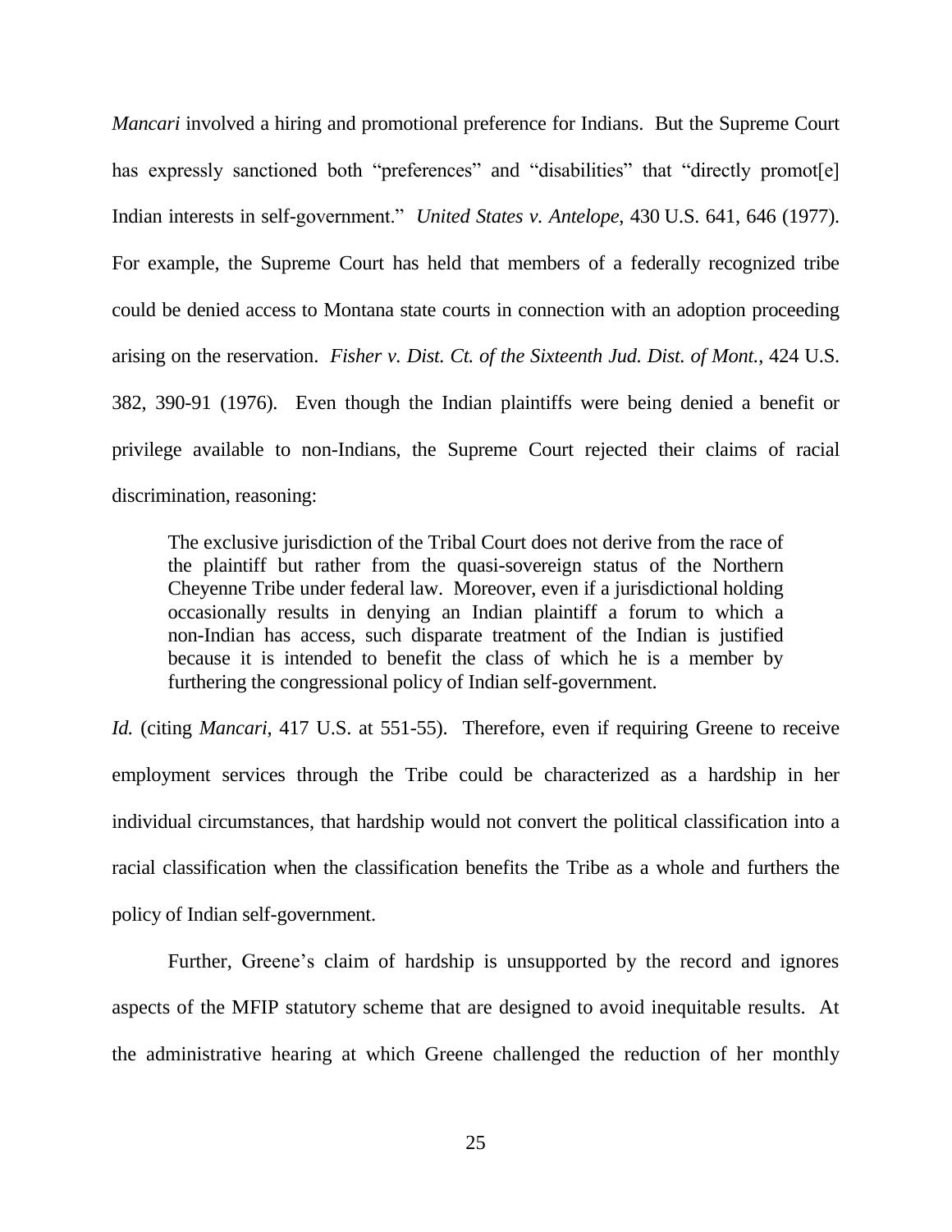*Mancari* involved a hiring and promotional preference for Indians. But the Supreme Court has expressly sanctioned both "preferences" and "disabilities" that "directly promot[e] Indian interests in self-government." *United States v. Antelope*, 430 U.S. 641, 646 (1977). For example, the Supreme Court has held that members of a federally recognized tribe could be denied access to Montana state courts in connection with an adoption proceeding arising on the reservation. *Fisher v. Dist. Ct. of the Sixteenth Jud. Dist. of Mont.*, 424 U.S. 382, 390-91 (1976). Even though the Indian plaintiffs were being denied a benefit or privilege available to non-Indians, the Supreme Court rejected their claims of racial discrimination, reasoning:

> The exclusive jurisdiction of the Tribal Court does not derive from the race of the plaintiff but rather from the quasi-sovereign status of the Northern Cheyenne Tribe under federal law. Moreover, even if a jurisdictional holding occasionally results in denying an Indian plaintiff a forum to which a non-Indian has access, such disparate treatment of the Indian is justified because it is intended to benefit the class of which he is a member by furthering the congressional policy of Indian self-government.

*Id.* (citing *Mancari*, 417 U.S. at 551-55). Therefore, even if requiring Greene to receive employment services through the Tribe could be characterized as a hardship in her individual circumstances, that hardship would not convert the political classification into a racial classification when the classification benefits the Tribe as a whole and furthers the policy of Indian self-government.

Further, Greene's claim of hardship is unsupported by the record and ignores aspects of the MFIP statutory scheme that are designed to avoid inequitable results. At the administrative hearing at which Greene challenged the reduction of her monthly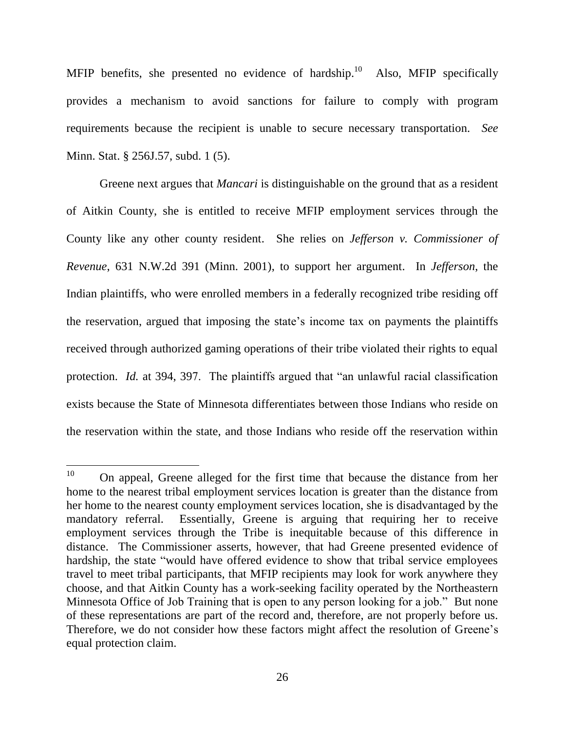MFIP benefits, she presented no evidence of hardship.[10] Also, MFIP specifically provides a mechanism to avoid sanctions for failure to comply with program requirements because the recipient is unable to secure necessary transportation. *See* Minn. Stat. § 256J.57, subd. 1 (5).

Greene next argues that *Mancari* is distinguishable on the ground that as a resident of Aitkin County, she is entitled to receive MFIP employment services through the County like any other county resident. She relies on *Jefferson v. Commissioner of Revenue*, 631 N.W.2d 391 (Minn. 2001), to support her argument. In *Jefferson*, the Indian plaintiffs, who were enrolled members in a federally recognized tribe residing off the reservation, argued that imposing the state's income tax on payments the plaintiffs received through authorized gaming operations of their tribe violated their rights to equal protection. *Id.* at 394, 397. The plaintiffs argued that "an unlawful racial classification exists because the State of Minnesota differentiates between those Indians who reside on the reservation within the state, and those Indians who reside off the reservation within

---

[10] On appeal, Greene alleged for the first time that because the distance from her home to the nearest tribal employment services location is greater than the distance from her home to the nearest county employment services location, she is disadvantaged by the mandatory referral. Essentially, Greene is arguing that requiring her to receive employment services through the Tribe is inequitable because of this difference in distance. The Commissioner asserts, however, that had Greene presented evidence of hardship, the state "would have offered evidence to show that tribal service employees travel to meet tribal participants, that MFIP recipients may look for work anywhere they choose, and that Aitkin County has a work-seeking facility operated by the Northeastern Minnesota Office of Job Training that is open to any person looking for a job." But none of these representations are part of the record and, therefore, are not properly before us. Therefore, we do not consider how these factors might affect the resolution of Greene's equal protection claim.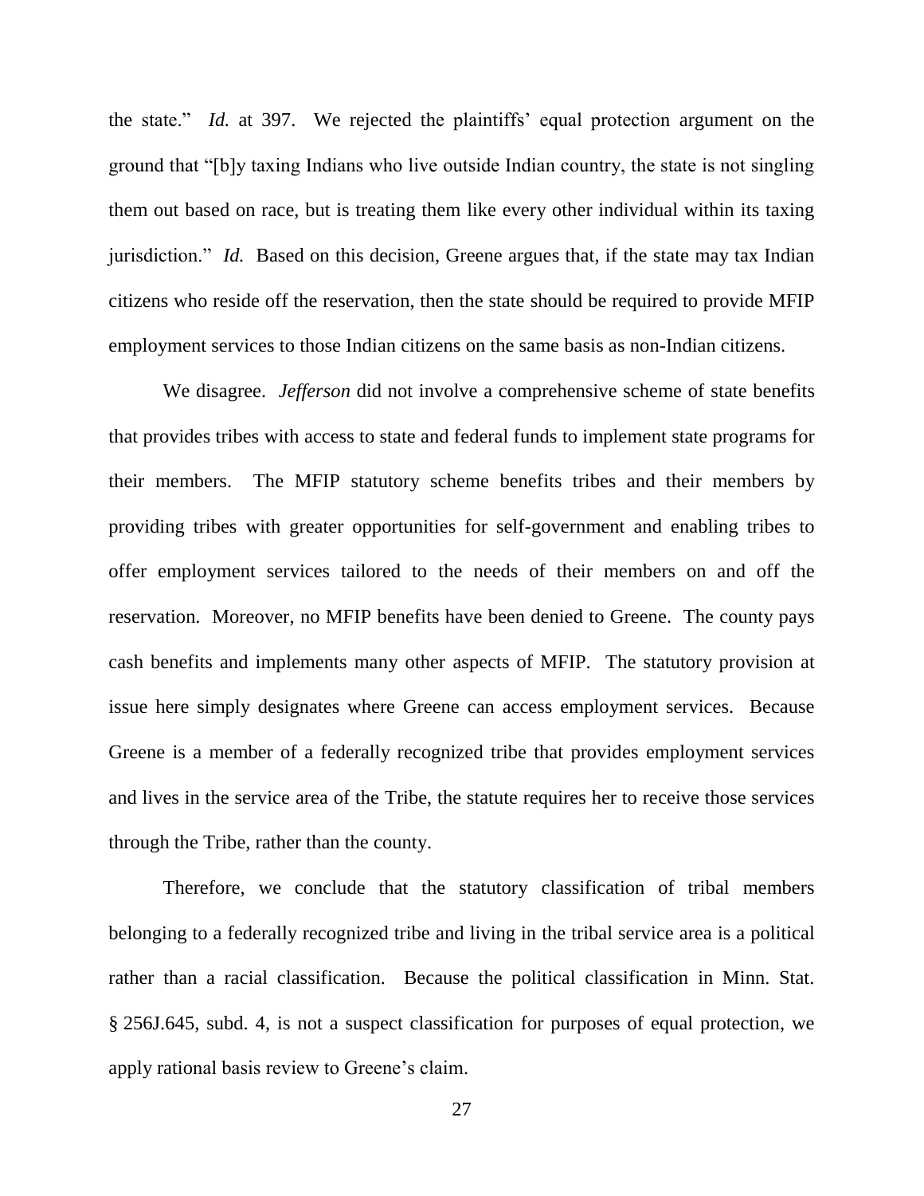the state." *Id.* at 397. We rejected the plaintiffs' equal protection argument on the ground that "[b]y taxing Indians who live outside Indian country, the state is not singling them out based on race, but is treating them like every other individual within its taxing jurisdiction." *Id.* Based on this decision, Greene argues that, if the state may tax Indian citizens who reside off the reservation, then the state should be required to provide MFIP employment services to those Indian citizens on the same basis as non-Indian citizens.

We disagree. *Jefferson* did not involve a comprehensive scheme of state benefits that provides tribes with access to state and federal funds to implement state programs for their members. The MFIP statutory scheme benefits tribes and their members by providing tribes with greater opportunities for self-government and enabling tribes to offer employment services tailored to the needs of their members on and off the reservation. Moreover, no MFIP benefits have been denied to Greene. The county pays cash benefits and implements many other aspects of MFIP. The statutory provision at issue here simply designates where Greene can access employment services. Because Greene is a member of a federally recognized tribe that provides employment services and lives in the service area of the Tribe, the statute requires her to receive those services through the Tribe, rather than the county.

Therefore, we conclude that the statutory classification of tribal members belonging to a federally recognized tribe and living in the tribal service area is a political rather than a racial classification. Because the political classification in Minn. Stat. § 256J.645, subd. 4, is not a suspect classification for purposes of equal protection, we apply rational basis review to Greene's claim.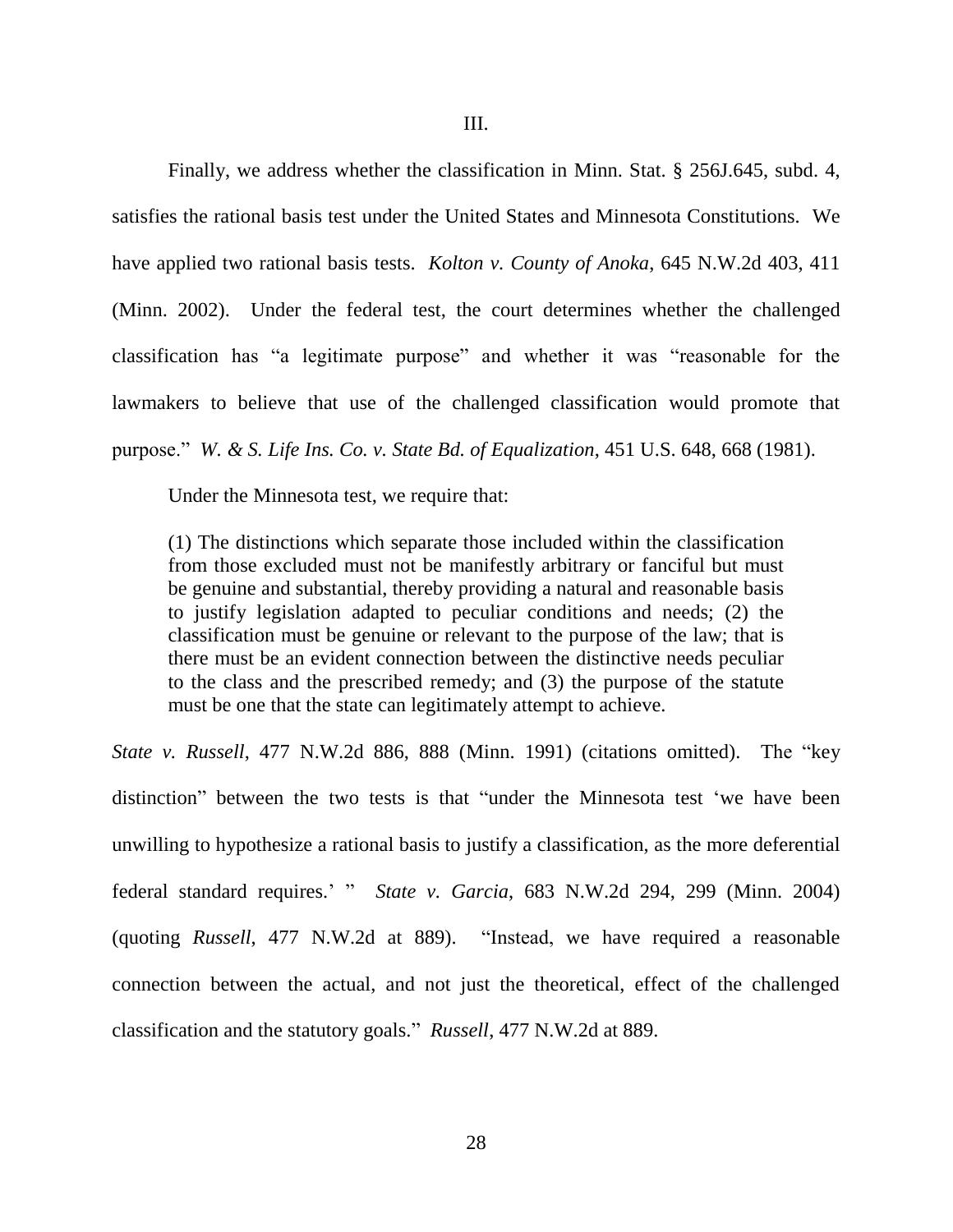III.

Finally, we address whether the classification in Minn. Stat. § 256J.645, subd. 4, satisfies the rational basis test under the United States and Minnesota Constitutions. We have applied two rational basis tests. *Kolton v. County of Anoka*, 645 N.W.2d 403, 411 (Minn. 2002). Under the federal test, the court determines whether the challenged classification has "a legitimate purpose" and whether it was "reasonable for the lawmakers to believe that use of the challenged classification would promote that purpose." *W. & S. Life Ins. Co. v. State Bd. of Equalization*, 451 U.S. 648, 668 (1981).

Under the Minnesota test, we require that:

> (1) The distinctions which separate those included within the classification from those excluded must not be manifestly arbitrary or fanciful but must be genuine and substantial, thereby providing a natural and reasonable basis to justify legislation adapted to peculiar conditions and needs; (2) the classification must be genuine or relevant to the purpose of the law; that is there must be an evident connection between the distinctive needs peculiar to the class and the prescribed remedy; and (3) the purpose of the statute must be one that the state can legitimately attempt to achieve.

*State v. Russell*, 477 N.W.2d 886, 888 (Minn. 1991) (citations omitted). The "key distinction" between the two tests is that "under the Minnesota test 'we have been unwilling to hypothesize a rational basis to justify a classification, as the more deferential federal standard requires.' " *State v. Garcia*, 683 N.W.2d 294, 299 (Minn. 2004) (quoting *Russell*, 477 N.W.2d at 889). "Instead, we have required a reasonable connection between the actual, and not just the theoretical, effect of the challenged classification and the statutory goals." *Russell*, 477 N.W.2d at 889.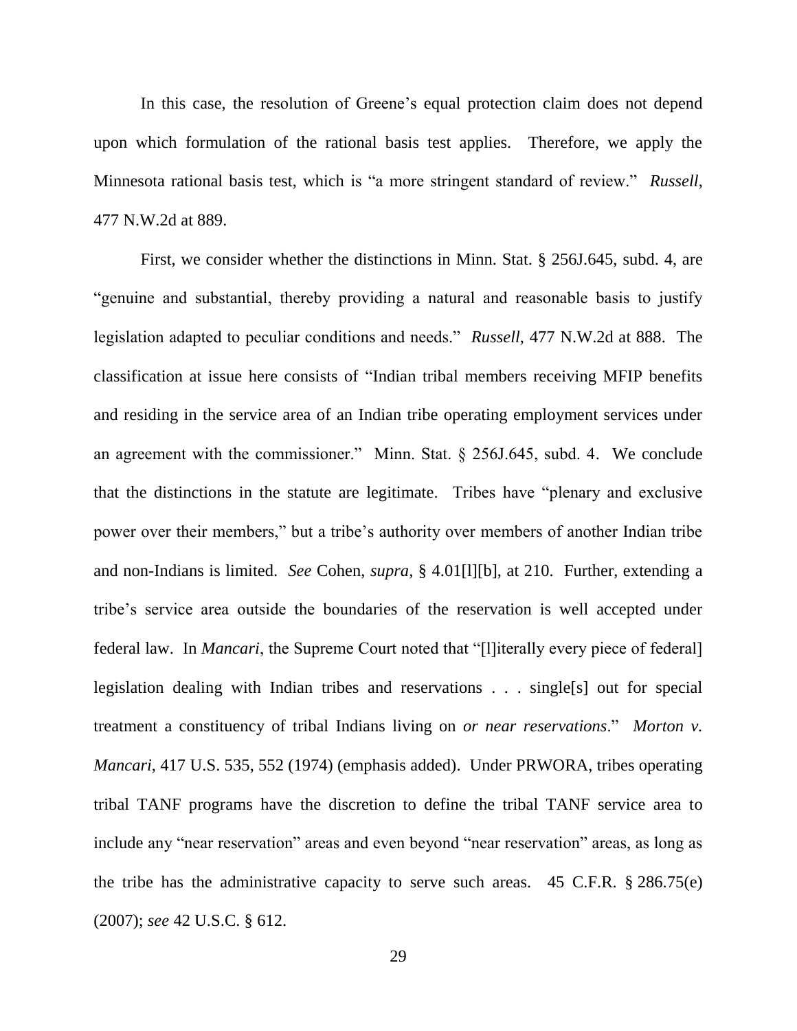In this case, the resolution of Greene's equal protection claim does not depend upon which formulation of the rational basis test applies. Therefore, we apply the Minnesota rational basis test, which is "a more stringent standard of review." *Russell*, 477 N.W.2d at 889.

First, we consider whether the distinctions in Minn. Stat. § 256J.645, subd. 4, are "genuine and substantial, thereby providing a natural and reasonable basis to justify legislation adapted to peculiar conditions and needs." *Russell*, 477 N.W.2d at 888. The classification at issue here consists of "Indian tribal members receiving MFIP benefits and residing in the service area of an Indian tribe operating employment services under an agreement with the commissioner." Minn. Stat. § 256J.645, subd. 4. We conclude that the distinctions in the statute are legitimate. Tribes have "plenary and exclusive power over their members," but a tribe's authority over members of another Indian tribe and non-Indians is limited. *See* Cohen, *supra*, § 4.01[l][b], at 210. Further, extending a tribe's service area outside the boundaries of the reservation is well accepted under federal law. In *Mancari*, the Supreme Court noted that "[l]iterally every piece of federal] legislation dealing with Indian tribes and reservations . . . single[s] out for special treatment a constituency of tribal Indians living on *or near reservations*." *Morton v. Mancari*, 417 U.S. 535, 552 (1974) (emphasis added). Under PRWORA, tribes operating tribal TANF programs have the discretion to define the tribal TANF service area to include any "near reservation" areas and even beyond "near reservation" areas, as long as the tribe has the administrative capacity to serve such areas. 45 C.F.R. § 286.75(e) (2007); *see* 42 U.S.C. § 612.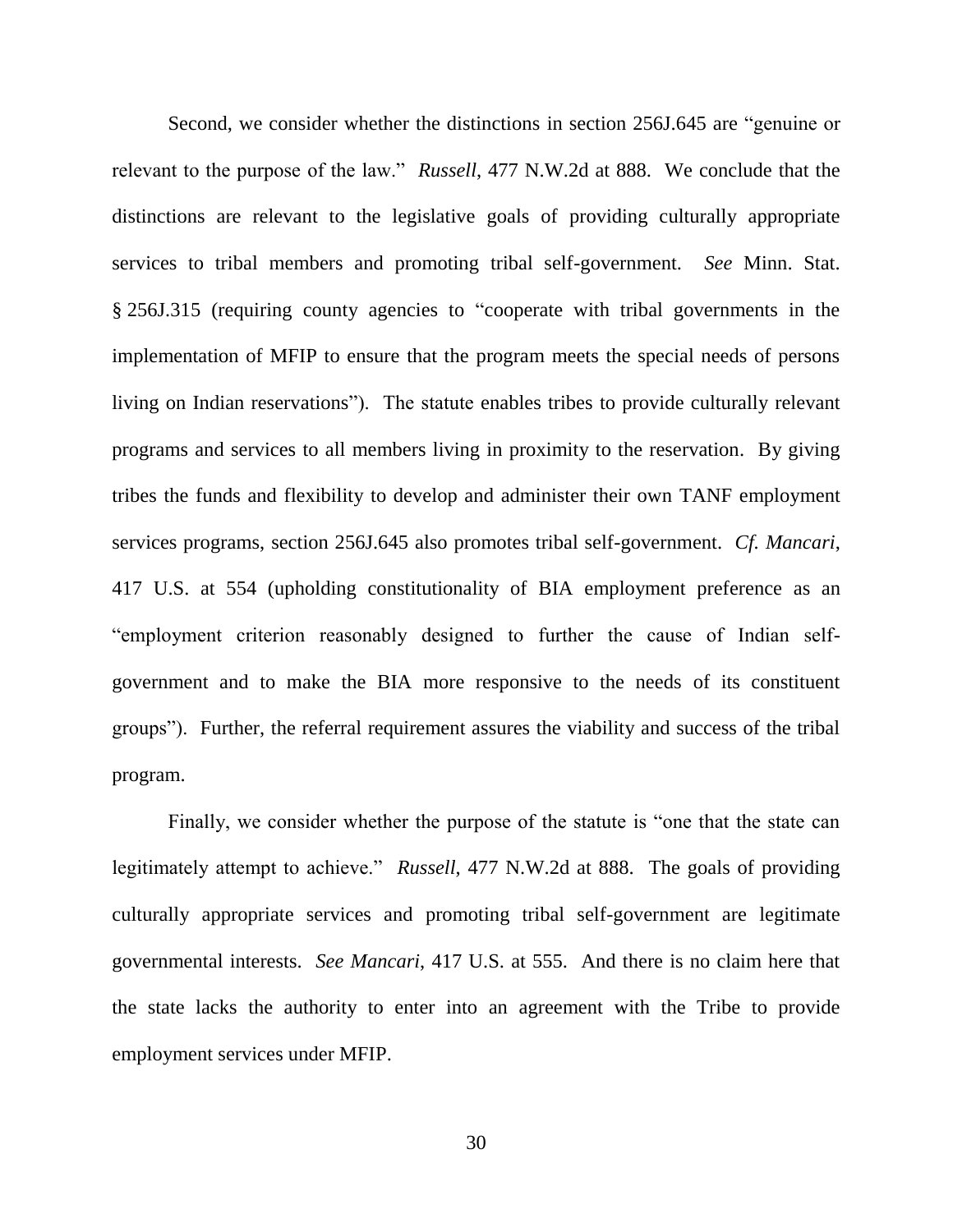Second, we consider whether the distinctions in section 256J.645 are "genuine or relevant to the purpose of the law." *Russell*, 477 N.W.2d at 888. We conclude that the distinctions are relevant to the legislative goals of providing culturally appropriate services to tribal members and promoting tribal self-government. *See* Minn. Stat. § 256J.315 (requiring county agencies to "cooperate with tribal governments in the implementation of MFIP to ensure that the program meets the special needs of persons living on Indian reservations"). The statute enables tribes to provide culturally relevant programs and services to all members living in proximity to the reservation. By giving tribes the funds and flexibility to develop and administer their own TANF employment services programs, section 256J.645 also promotes tribal self-government. *Cf. Mancari*, 417 U.S. at 554 (upholding constitutionality of BIA employment preference as an "employment criterion reasonably designed to further the cause of Indian self-government and to make the BIA more responsive to the needs of its constituent groups"). Further, the referral requirement assures the viability and success of the tribal program.

Finally, we consider whether the purpose of the statute is "one that the state can legitimately attempt to achieve." *Russell*, 477 N.W.2d at 888. The goals of providing culturally appropriate services and promoting tribal self-government are legitimate governmental interests. *See Mancari*, 417 U.S. at 555. And there is no claim here that the state lacks the authority to enter into an agreement with the Tribe to provide employment services under MFIP.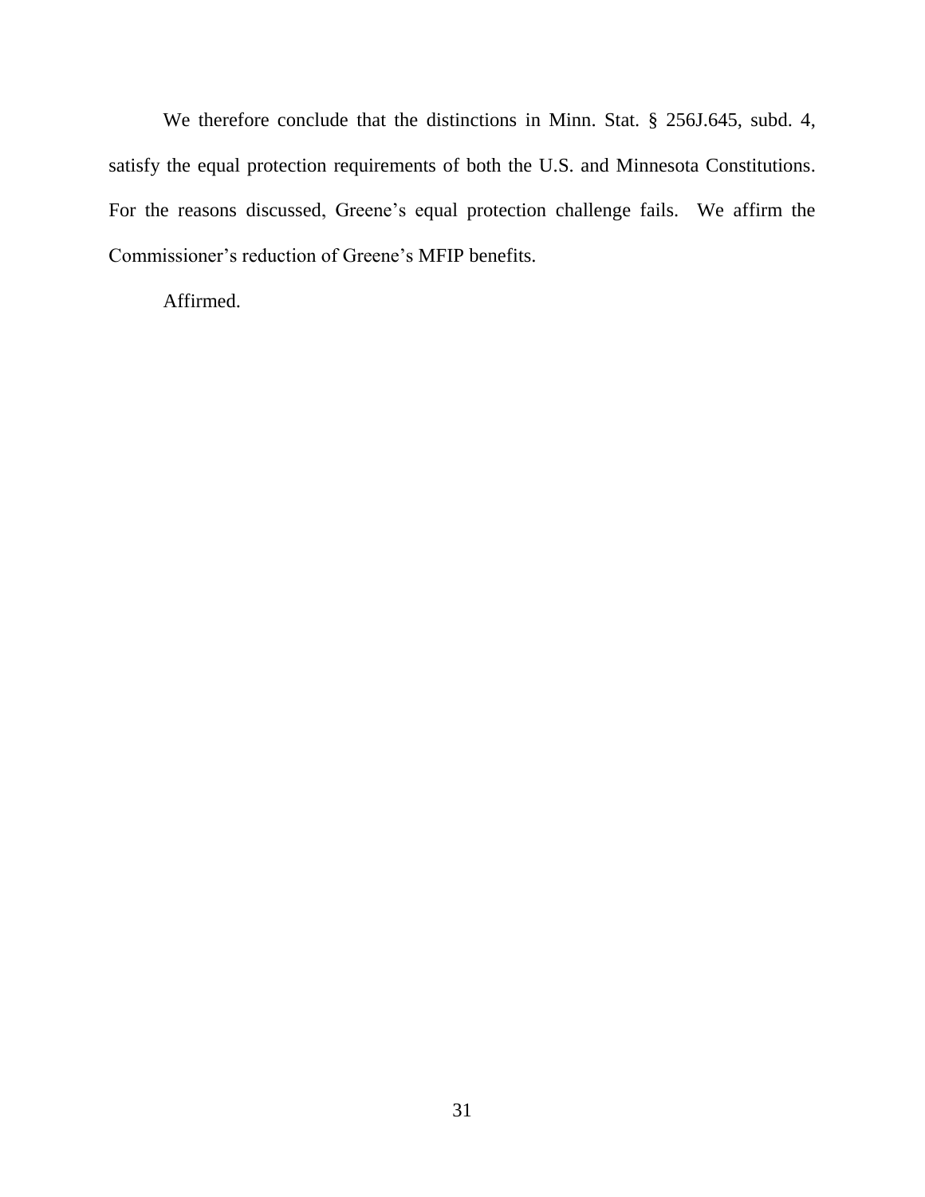We therefore conclude that the distinctions in Minn. Stat. § 256J.645, subd. 4, satisfy the equal protection requirements of both the U.S. and Minnesota Constitutions. For the reasons discussed, Greene's equal protection challenge fails. We affirm the Commissioner's reduction of Greene's MFIP benefits.

Affirmed.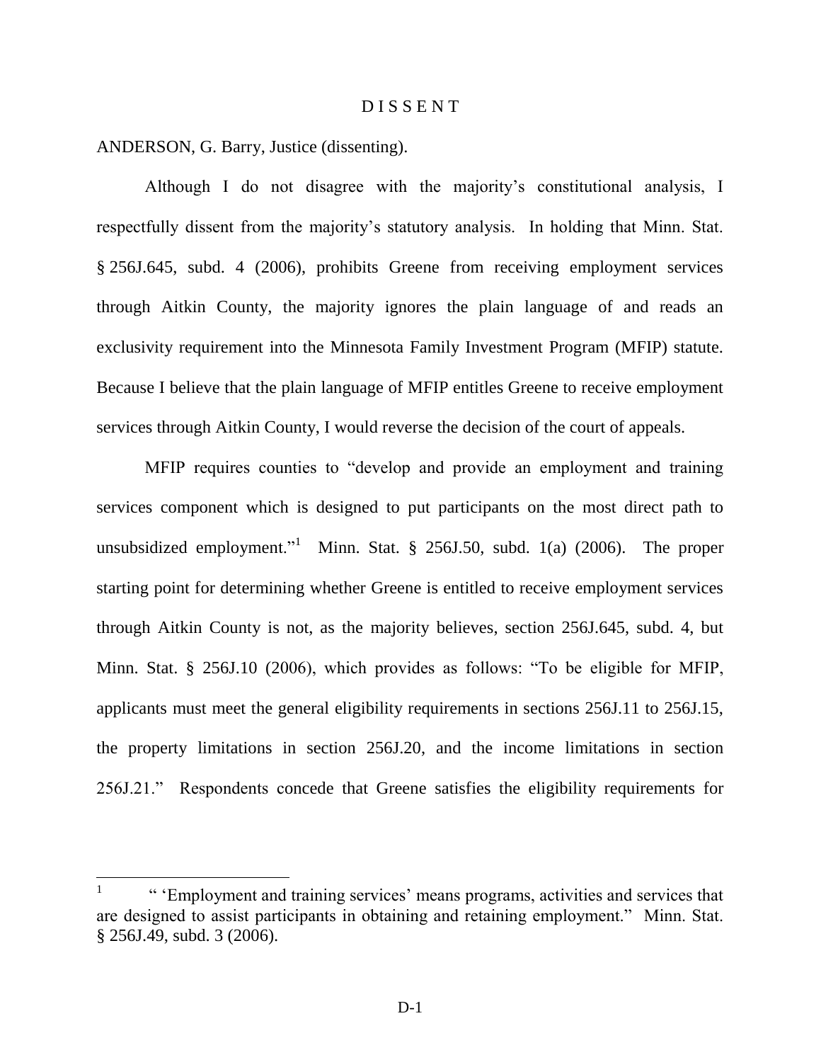# DISSENT

ANDERSON, G. Barry, Justice (dissenting).

Although I do not disagree with the majority's constitutional analysis, I respectfully dissent from the majority's statutory analysis. In holding that Minn. Stat. § 256J.645, subd. 4 (2006), prohibits Greene from receiving employment services through Aitkin County, the majority ignores the plain language of and reads an exclusivity requirement into the Minnesota Family Investment Program (MFIP) statute. Because I believe that the plain language of MFIP entitles Greene to receive employment services through Aitkin County, I would reverse the decision of the court of appeals.

MFIP requires counties to "develop and provide an employment and training services component which is designed to put participants on the most direct path to unsubsidized employment."[1] Minn. Stat. § 256J.50, subd. 1(a) (2006). The proper starting point for determining whether Greene is entitled to receive employment services through Aitkin County is not, as the majority believes, section 256J.645, subd. 4, but Minn. Stat. § 256J.10 (2006), which provides as follows: "To be eligible for MFIP, applicants must meet the general eligibility requirements in sections 256J.11 to 256J.15, the property limitations in section 256J.20, and the income limitations in section 256J.21." Respondents concede that Greene satisfies the eligibility requirements for

---

[1] " 'Employment and training services' means programs, activities and services that are designed to assist participants in obtaining and retaining employment." Minn. Stat. § 256J.49, subd. 3 (2006).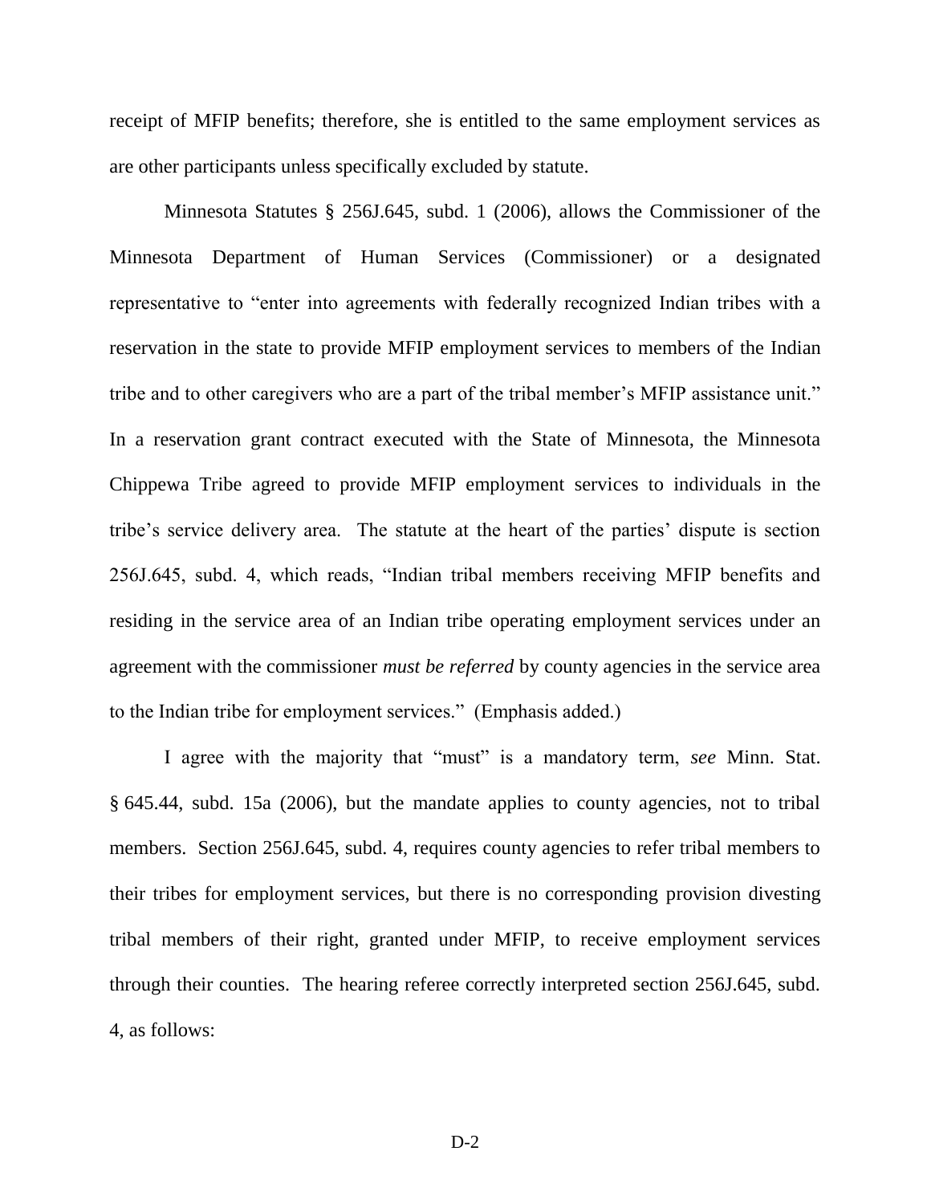receipt of MFIP benefits; therefore, she is entitled to the same employment services as are other participants unless specifically excluded by statute.

Minnesota Statutes § 256J.645, subd. 1 (2006), allows the Commissioner of the Minnesota Department of Human Services (Commissioner) or a designated representative to "enter into agreements with federally recognized Indian tribes with a reservation in the state to provide MFIP employment services to members of the Indian tribe and to other caregivers who are a part of the tribal member's MFIP assistance unit." In a reservation grant contract executed with the State of Minnesota, the Minnesota Chippewa Tribe agreed to provide MFIP employment services to individuals in the tribe's service delivery area. The statute at the heart of the parties' dispute is section 256J.645, subd. 4, which reads, "Indian tribal members receiving MFIP benefits and residing in the service area of an Indian tribe operating employment services under an agreement with the commissioner *must be referred* by county agencies in the service area to the Indian tribe for employment services." (Emphasis added.)

I agree with the majority that "must" is a mandatory term, *see* Minn. Stat. § 645.44, subd. 15a (2006), but the mandate applies to county agencies, not to tribal members. Section 256J.645, subd. 4, requires county agencies to refer tribal members to their tribes for employment services, but there is no corresponding provision divesting tribal members of their right, granted under MFIP, to receive employment services through their counties. The hearing referee correctly interpreted section 256J.645, subd. 4, as follows: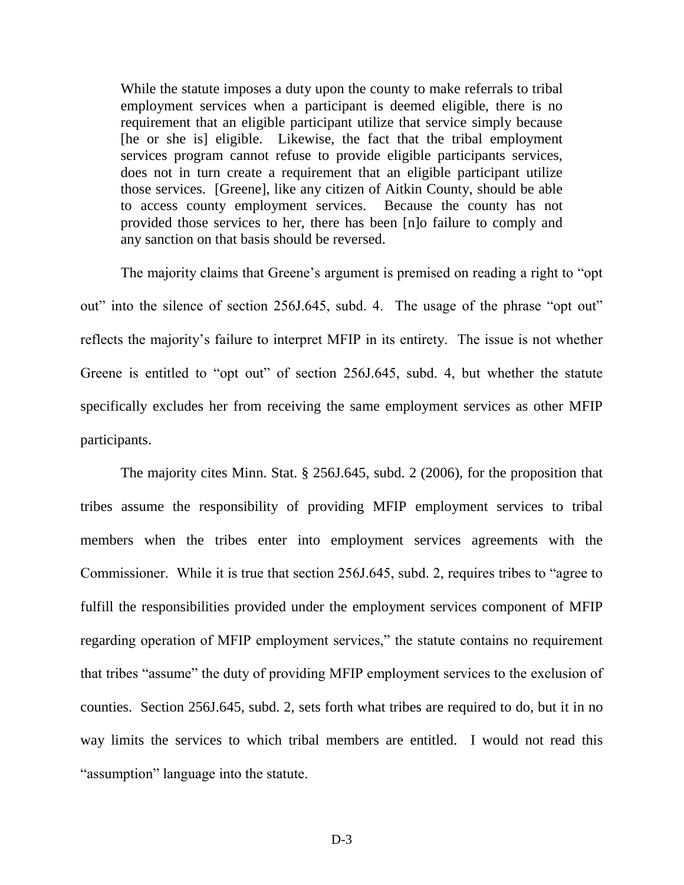> While the statute imposes a duty upon the county to make referrals to tribal employment services when a participant is deemed eligible, there is no requirement that an eligible participant utilize that service simply because [he or she is] eligible. Likewise, the fact that the tribal employment services program cannot refuse to provide eligible participants services, does not in turn create a requirement that an eligible participant utilize those services. [Greene], like any citizen of Aitkin County, should be able to access county employment services. Because the county has not provided those services to her, there has been [n]o failure to comply and any sanction on that basis should be reversed.

The majority claims that Greene's argument is premised on reading a right to "opt out" into the silence of section 256J.645, subd. 4. The usage of the phrase "opt out" reflects the majority's failure to interpret MFIP in its entirety. The issue is not whether Greene is entitled to "opt out" of section 256J.645, subd. 4, but whether the statute specifically excludes her from receiving the same employment services as other MFIP participants.

The majority cites Minn. Stat. § 256J.645, subd. 2 (2006), for the proposition that tribes assume the responsibility of providing MFIP employment services to tribal members when the tribes enter into employment services agreements with the Commissioner. While it is true that section 256J.645, subd. 2, requires tribes to "agree to fulfill the responsibilities provided under the employment services component of MFIP regarding operation of MFIP employment services," the statute contains no requirement that tribes "assume" the duty of providing MFIP employment services to the exclusion of counties. Section 256J.645, subd. 2, sets forth what tribes are required to do, but it in no way limits the services to which tribal members are entitled. I would not read this "assumption" language into the statute.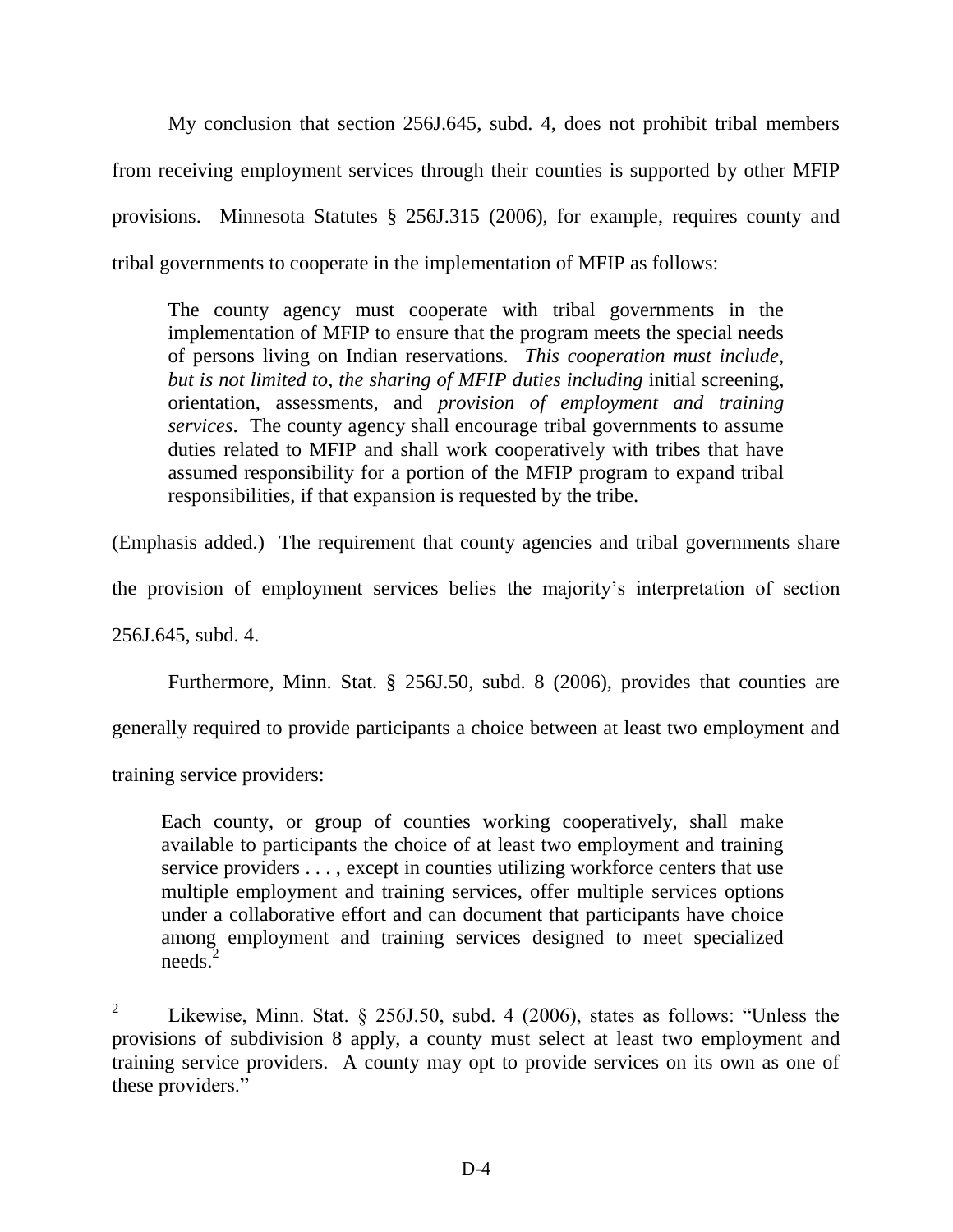My conclusion that section 256J.645, subd. 4, does not prohibit tribal members from receiving employment services through their counties is supported by other MFIP provisions. Minnesota Statutes § 256J.315 (2006), for example, requires county and tribal governments to cooperate in the implementation of MFIP as follows:

> The county agency must cooperate with tribal governments in the implementation of MFIP to ensure that the program meets the special needs of persons living on Indian reservations. *This cooperation must include, but is not limited to, the sharing of MFIP duties including* initial screening, orientation, assessments, and *provision of employment and training services*. The county agency shall encourage tribal governments to assume duties related to MFIP and shall work cooperatively with tribes that have assumed responsibility for a portion of the MFIP program to expand tribal responsibilities, if that expansion is requested by the tribe.

(Emphasis added.) The requirement that county agencies and tribal governments share the provision of employment services belies the majority's interpretation of section 256J.645, subd. 4.

Furthermore, Minn. Stat. § 256J.50, subd. 8 (2006), provides that counties are generally required to provide participants a choice between at least two employment and training service providers:

> Each county, or group of counties working cooperatively, shall make available to participants the choice of at least two employment and training service providers . . . , except in counties utilizing workforce centers that use multiple employment and training services, offer multiple services options under a collaborative effort and can document that participants have choice among employment and training services designed to meet specialized needs.[2]

---

[2] Likewise, Minn. Stat. § 256J.50, subd. 4 (2006), states as follows: "Unless the provisions of subdivision 8 apply, a county must select at least two employment and training service providers. A county may opt to provide services on its own as one of these providers."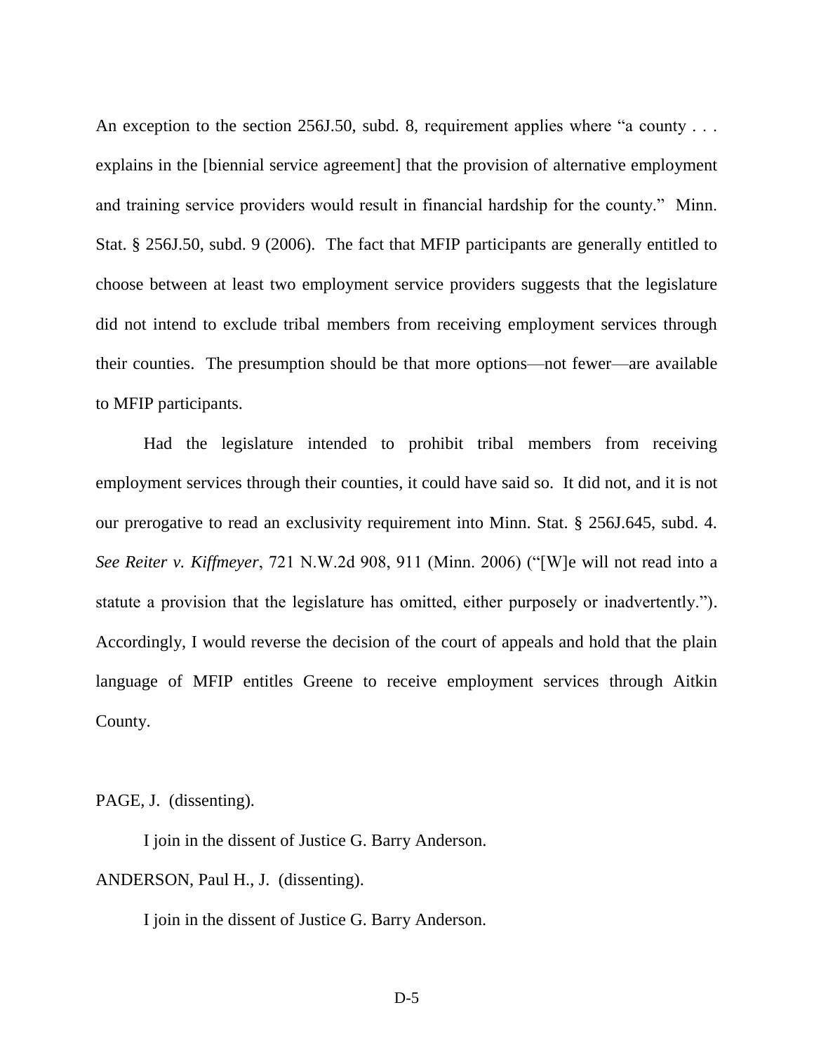An exception to the section 256J.50, subd. 8, requirement applies where "a county . . . explains in the [biennial service agreement] that the provision of alternative employment and training service providers would result in financial hardship for the county." Minn. Stat. § 256J.50, subd. 9 (2006). The fact that MFIP participants are generally entitled to choose between at least two employment service providers suggests that the legislature did not intend to exclude tribal members from receiving employment services through their counties. The presumption should be that more options—not fewer—are available to MFIP participants.

Had the legislature intended to prohibit tribal members from receiving employment services through their counties, it could have said so. It did not, and it is not our prerogative to read an exclusivity requirement into Minn. Stat. § 256J.645, subd. 4. *See Reiter v. Kiffmeyer*, 721 N.W.2d 908, 911 (Minn. 2006) ("[W]e will not read into a statute a provision that the legislature has omitted, either purposely or inadvertently."). Accordingly, I would reverse the decision of the court of appeals and hold that the plain language of MFIP entitles Greene to receive employment services through Aitkin County.

PAGE, J. (dissenting).

I join in the dissent of Justice G. Barry Anderson.

ANDERSON, Paul H., J. (dissenting).

I join in the dissent of Justice G. Barry Anderson.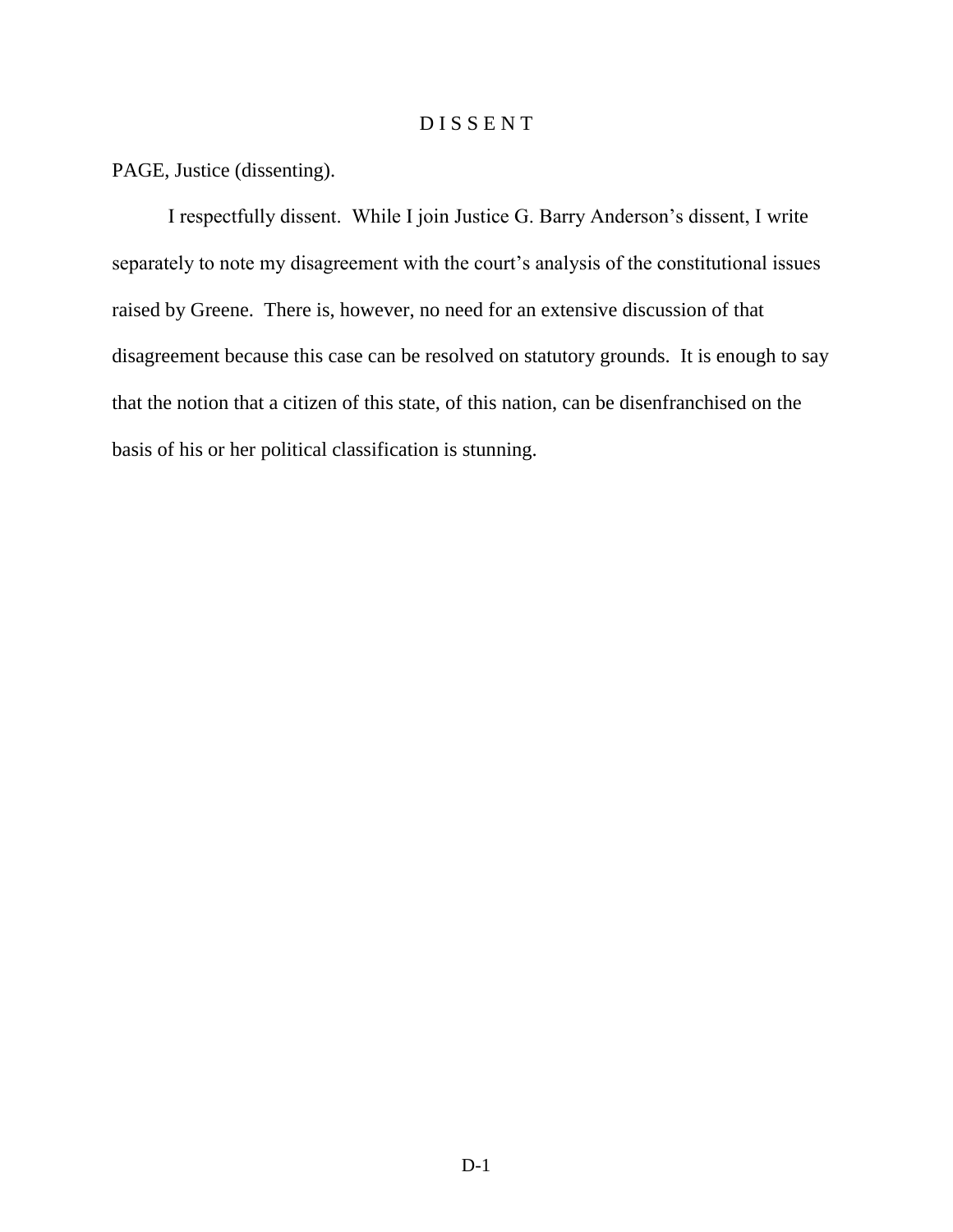# D I S S E N T

PAGE, Justice (dissenting).

I respectfully dissent. While I join Justice G. Barry Anderson's dissent, I write separately to note my disagreement with the court's analysis of the constitutional issues raised by Greene. There is, however, no need for an extensive discussion of that disagreement because this case can be resolved on statutory grounds. It is enough to say that the notion that a citizen of this state, of this nation, can be disenfranchised on the basis of his or her political classification is stunning.